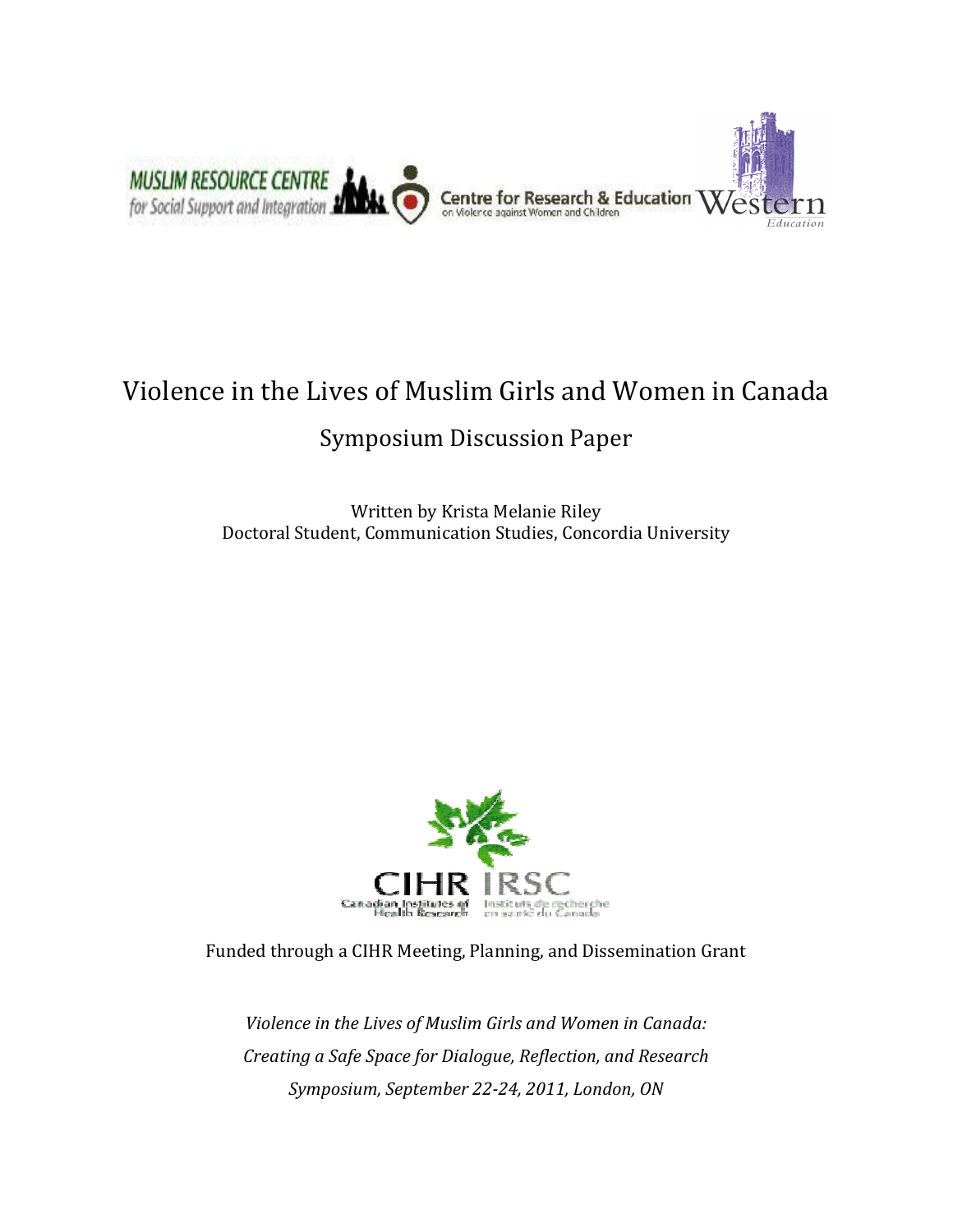MUSLIM RESOURCE CENTRE for Social Support and Integration

Centre for Research & Education on Violence against Women and Children

Western Education

# Violence in the Lives of Muslim Girls and Women in Canada

## Symposium Discussion Paper

Written by Krista Melanie Riley
Doctoral Student, Communication Studies, Concordia University

CIHR IRSC
Canadian Institutes of Health Research / Instituts de recherche en santé du Canada

Funded through a CIHR Meeting, Planning, and Dissemination Grant

*Violence in the Lives of Muslim Girls and Women in Canada:*
*Creating a Safe Space for Dialogue, Reflection, and Research*
*Symposium, September 22-24, 2011, London, ON*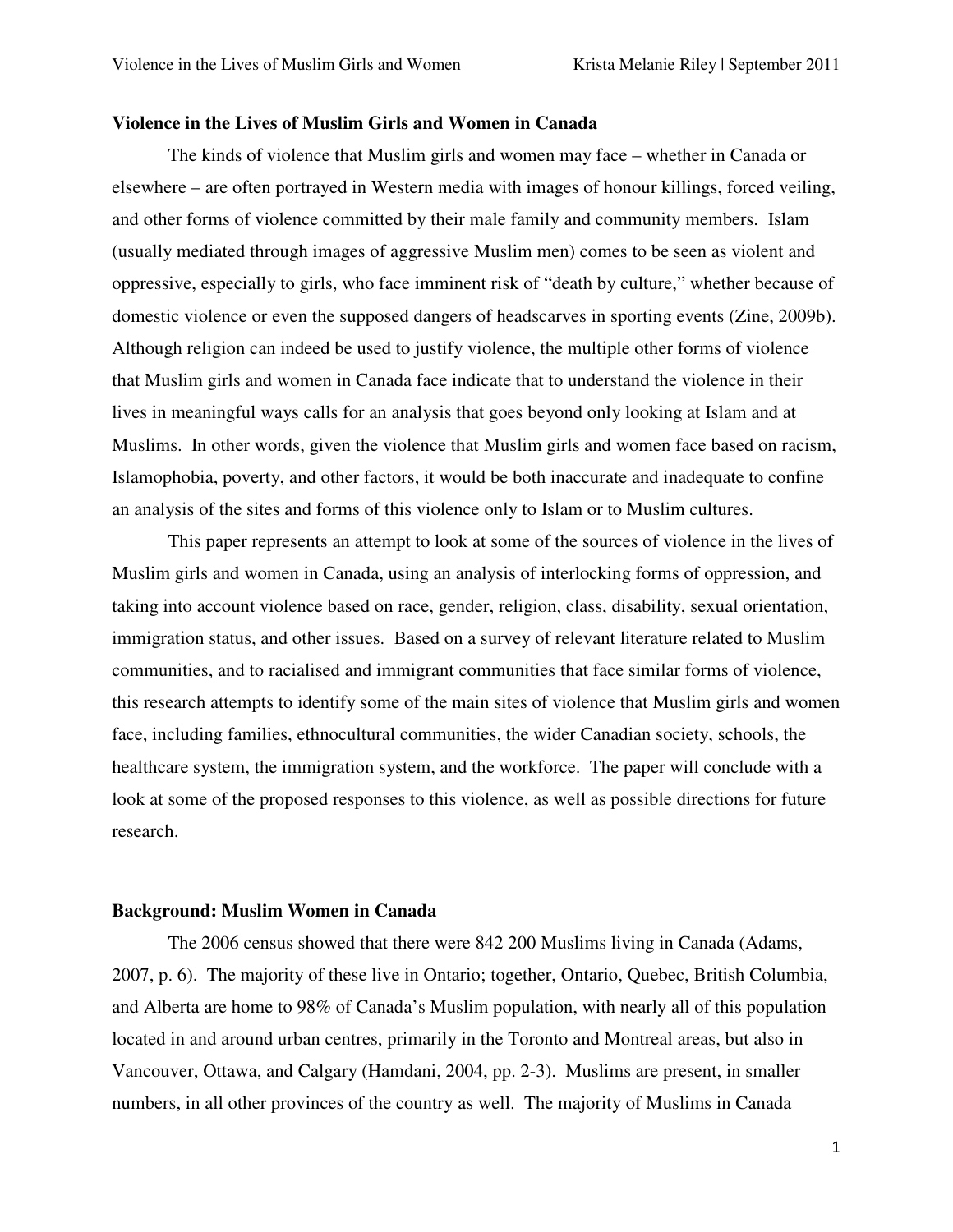## Violence in the Lives of Muslim Girls and Women in Canada

The kinds of violence that Muslim girls and women may face – whether in Canada or elsewhere – are often portrayed in Western media with images of honour killings, forced veiling, and other forms of violence committed by their male family and community members. Islam (usually mediated through images of aggressive Muslim men) comes to be seen as violent and oppressive, especially to girls, who face imminent risk of "death by culture," whether because of domestic violence or even the supposed dangers of headscarves in sporting events (Zine, 2009b). Although religion can indeed be used to justify violence, the multiple other forms of violence that Muslim girls and women in Canada face indicate that to understand the violence in their lives in meaningful ways calls for an analysis that goes beyond only looking at Islam and at Muslims. In other words, given the violence that Muslim girls and women face based on racism, Islamophobia, poverty, and other factors, it would be both inaccurate and inadequate to confine an analysis of the sites and forms of this violence only to Islam or to Muslim cultures.

This paper represents an attempt to look at some of the sources of violence in the lives of Muslim girls and women in Canada, using an analysis of interlocking forms of oppression, and taking into account violence based on race, gender, religion, class, disability, sexual orientation, immigration status, and other issues. Based on a survey of relevant literature related to Muslim communities, and to racialised and immigrant communities that face similar forms of violence, this research attempts to identify some of the main sites of violence that Muslim girls and women face, including families, ethnocultural communities, the wider Canadian society, schools, the healthcare system, the immigration system, and the workforce. The paper will conclude with a look at some of the proposed responses to this violence, as well as possible directions for future research.

## Background: Muslim Women in Canada

The 2006 census showed that there were 842 200 Muslims living in Canada (Adams, 2007, p. 6). The majority of these live in Ontario; together, Ontario, Quebec, British Columbia, and Alberta are home to 98% of Canada's Muslim population, with nearly all of this population located in and around urban centres, primarily in the Toronto and Montreal areas, but also in Vancouver, Ottawa, and Calgary (Hamdani, 2004, pp. 2-3). Muslims are present, in smaller numbers, in all other provinces of the country as well. The majority of Muslims in Canada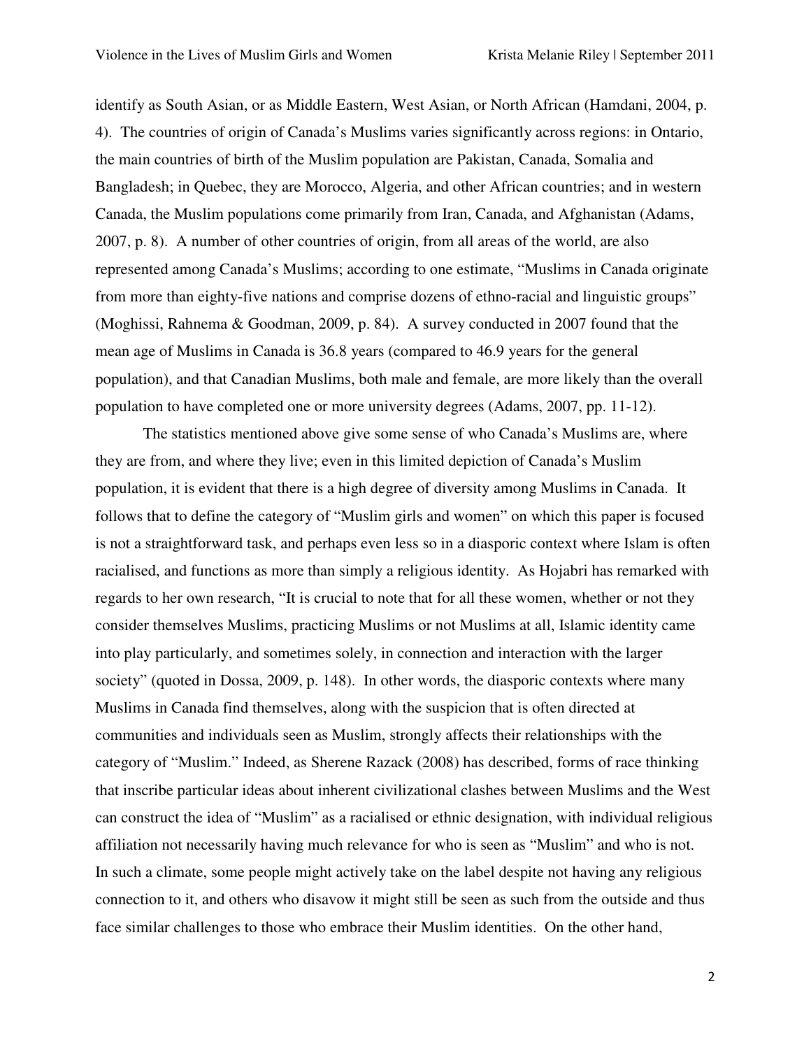identify as South Asian, or as Middle Eastern, West Asian, or North African (Hamdani, 2004, p. 4). The countries of origin of Canada's Muslims varies significantly across regions: in Ontario, the main countries of birth of the Muslim population are Pakistan, Canada, Somalia and Bangladesh; in Quebec, they are Morocco, Algeria, and other African countries; and in western Canada, the Muslim populations come primarily from Iran, Canada, and Afghanistan (Adams, 2007, p. 8). A number of other countries of origin, from all areas of the world, are also represented among Canada's Muslims; according to one estimate, "Muslims in Canada originate from more than eighty-five nations and comprise dozens of ethno-racial and linguistic groups" (Moghissi, Rahnema & Goodman, 2009, p. 84). A survey conducted in 2007 found that the mean age of Muslims in Canada is 36.8 years (compared to 46.9 years for the general population), and that Canadian Muslims, both male and female, are more likely than the overall population to have completed one or more university degrees (Adams, 2007, pp. 11-12).

The statistics mentioned above give some sense of who Canada's Muslims are, where they are from, and where they live; even in this limited depiction of Canada's Muslim population, it is evident that there is a high degree of diversity among Muslims in Canada. It follows that to define the category of "Muslim girls and women" on which this paper is focused is not a straightforward task, and perhaps even less so in a diasporic context where Islam is often racialised, and functions as more than simply a religious identity. As Hojabri has remarked with regards to her own research, "It is crucial to note that for all these women, whether or not they consider themselves Muslims, practicing Muslims or not Muslims at all, Islamic identity came into play particularly, and sometimes solely, in connection and interaction with the larger society" (quoted in Dossa, 2009, p. 148). In other words, the diasporic contexts where many Muslims in Canada find themselves, along with the suspicion that is often directed at communities and individuals seen as Muslim, strongly affects their relationships with the category of "Muslim." Indeed, as Sherene Razack (2008) has described, forms of race thinking that inscribe particular ideas about inherent civilizational clashes between Muslims and the West can construct the idea of "Muslim" as a racialised or ethnic designation, with individual religious affiliation not necessarily having much relevance for who is seen as "Muslim" and who is not. In such a climate, some people might actively take on the label despite not having any religious connection to it, and others who disavow it might still be seen as such from the outside and thus face similar challenges to those who embrace their Muslim identities. On the other hand,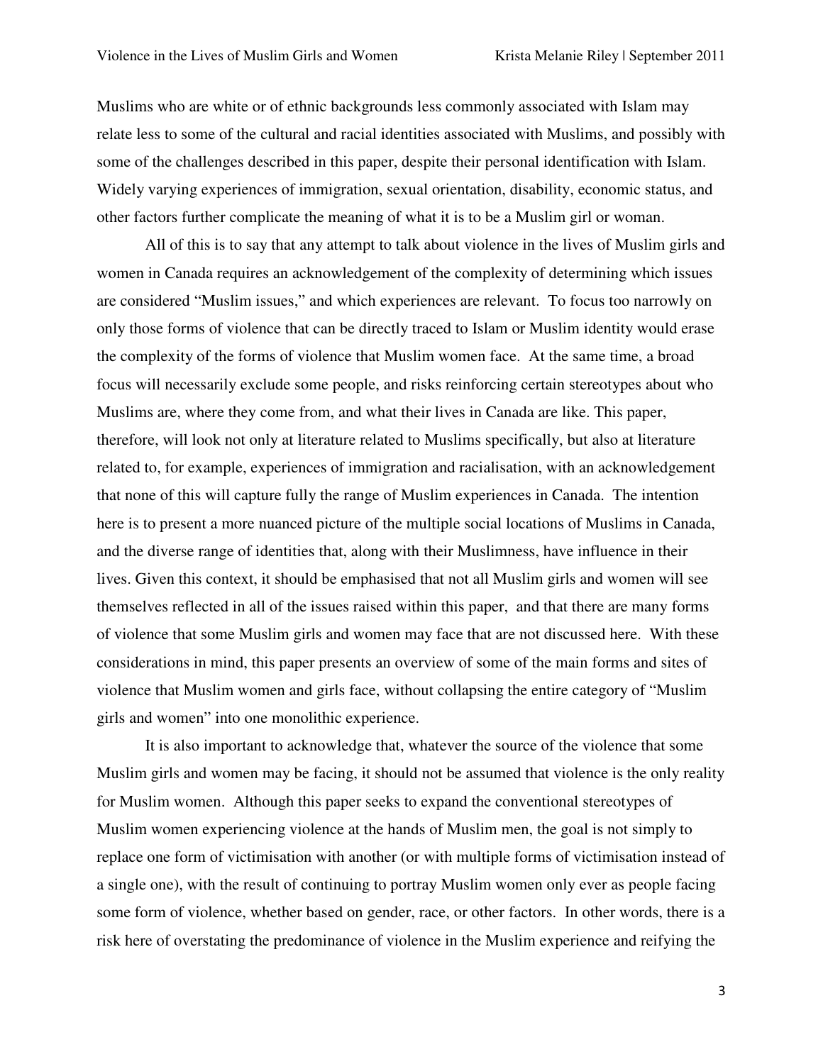Muslims who are white or of ethnic backgrounds less commonly associated with Islam may relate less to some of the cultural and racial identities associated with Muslims, and possibly with some of the challenges described in this paper, despite their personal identification with Islam. Widely varying experiences of immigration, sexual orientation, disability, economic status, and other factors further complicate the meaning of what it is to be a Muslim girl or woman.

All of this is to say that any attempt to talk about violence in the lives of Muslim girls and women in Canada requires an acknowledgement of the complexity of determining which issues are considered "Muslim issues," and which experiences are relevant. To focus too narrowly on only those forms of violence that can be directly traced to Islam or Muslim identity would erase the complexity of the forms of violence that Muslim women face. At the same time, a broad focus will necessarily exclude some people, and risks reinforcing certain stereotypes about who Muslims are, where they come from, and what their lives in Canada are like. This paper, therefore, will look not only at literature related to Muslims specifically, but also at literature related to, for example, experiences of immigration and racialisation, with an acknowledgement that none of this will capture fully the range of Muslim experiences in Canada. The intention here is to present a more nuanced picture of the multiple social locations of Muslims in Canada, and the diverse range of identities that, along with their Muslimness, have influence in their lives. Given this context, it should be emphasised that not all Muslim girls and women will see themselves reflected in all of the issues raised within this paper, and that there are many forms of violence that some Muslim girls and women may face that are not discussed here. With these considerations in mind, this paper presents an overview of some of the main forms and sites of violence that Muslim women and girls face, without collapsing the entire category of "Muslim girls and women" into one monolithic experience.

It is also important to acknowledge that, whatever the source of the violence that some Muslim girls and women may be facing, it should not be assumed that violence is the only reality for Muslim women. Although this paper seeks to expand the conventional stereotypes of Muslim women experiencing violence at the hands of Muslim men, the goal is not simply to replace one form of victimisation with another (or with multiple forms of victimisation instead of a single one), with the result of continuing to portray Muslim women only ever as people facing some form of violence, whether based on gender, race, or other factors. In other words, there is a risk here of overstating the predominance of violence in the Muslim experience and reifying the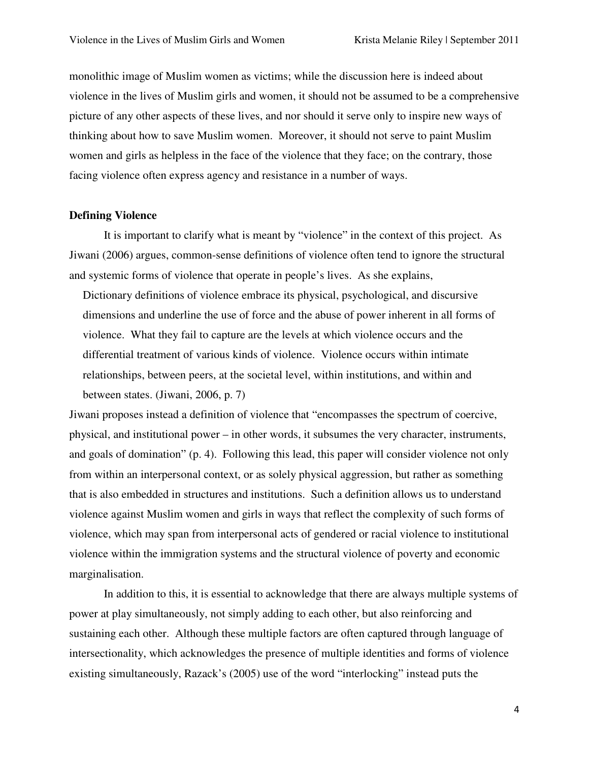monolithic image of Muslim women as victims; while the discussion here is indeed about violence in the lives of Muslim girls and women, it should not be assumed to be a comprehensive picture of any other aspects of these lives, and nor should it serve only to inspire new ways of thinking about how to save Muslim women. Moreover, it should not serve to paint Muslim women and girls as helpless in the face of the violence that they face; on the contrary, those facing violence often express agency and resistance in a number of ways.

**Defining Violence**

It is important to clarify what is meant by "violence" in the context of this project. As Jiwani (2006) argues, common-sense definitions of violence often tend to ignore the structural and systemic forms of violence that operate in people's lives. As she explains,

> Dictionary definitions of violence embrace its physical, psychological, and discursive dimensions and underline the use of force and the abuse of power inherent in all forms of violence. What they fail to capture are the levels at which violence occurs and the differential treatment of various kinds of violence. Violence occurs within intimate relationships, between peers, at the societal level, within institutions, and within and between states. (Jiwani, 2006, p. 7)

Jiwani proposes instead a definition of violence that "encompasses the spectrum of coercive, physical, and institutional power – in other words, it subsumes the very character, instruments, and goals of domination" (p. 4). Following this lead, this paper will consider violence not only from within an interpersonal context, or as solely physical aggression, but rather as something that is also embedded in structures and institutions. Such a definition allows us to understand violence against Muslim women and girls in ways that reflect the complexity of such forms of violence, which may span from interpersonal acts of gendered or racial violence to institutional violence within the immigration systems and the structural violence of poverty and economic marginalisation.

In addition to this, it is essential to acknowledge that there are always multiple systems of power at play simultaneously, not simply adding to each other, but also reinforcing and sustaining each other. Although these multiple factors are often captured through language of intersectionality, which acknowledges the presence of multiple identities and forms of violence existing simultaneously, Razack's (2005) use of the word "interlocking" instead puts the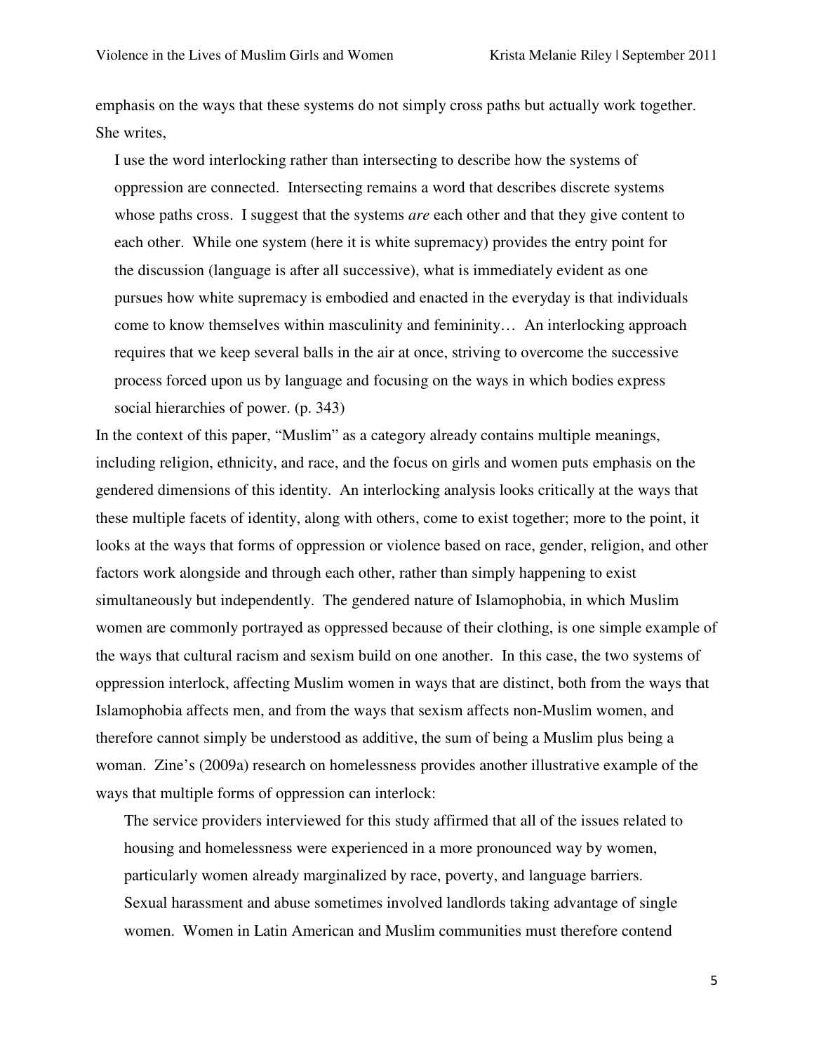emphasis on the ways that these systems do not simply cross paths but actually work together. She writes,

> I use the word interlocking rather than intersecting to describe how the systems of oppression are connected. Intersecting remains a word that describes discrete systems whose paths cross. I suggest that the systems *are* each other and that they give content to each other. While one system (here it is white supremacy) provides the entry point for the discussion (language is after all successive), what is immediately evident as one pursues how white supremacy is embodied and enacted in the everyday is that individuals come to know themselves within masculinity and femininity… An interlocking approach requires that we keep several balls in the air at once, striving to overcome the successive process forced upon us by language and focusing on the ways in which bodies express social hierarchies of power. (p. 343)

In the context of this paper, "Muslim" as a category already contains multiple meanings, including religion, ethnicity, and race, and the focus on girls and women puts emphasis on the gendered dimensions of this identity. An interlocking analysis looks critically at the ways that these multiple facets of identity, along with others, come to exist together; more to the point, it looks at the ways that forms of oppression or violence based on race, gender, religion, and other factors work alongside and through each other, rather than simply happening to exist simultaneously but independently. The gendered nature of Islamophobia, in which Muslim women are commonly portrayed as oppressed because of their clothing, is one simple example of the ways that cultural racism and sexism build on one another. In this case, the two systems of oppression interlock, affecting Muslim women in ways that are distinct, both from the ways that Islamophobia affects men, and from the ways that sexism affects non-Muslim women, and therefore cannot simply be understood as additive, the sum of being a Muslim plus being a woman. Zine's (2009a) research on homelessness provides another illustrative example of the ways that multiple forms of oppression can interlock:

> The service providers interviewed for this study affirmed that all of the issues related to housing and homelessness were experienced in a more pronounced way by women, particularly women already marginalized by race, poverty, and language barriers. Sexual harassment and abuse sometimes involved landlords taking advantage of single women. Women in Latin American and Muslim communities must therefore contend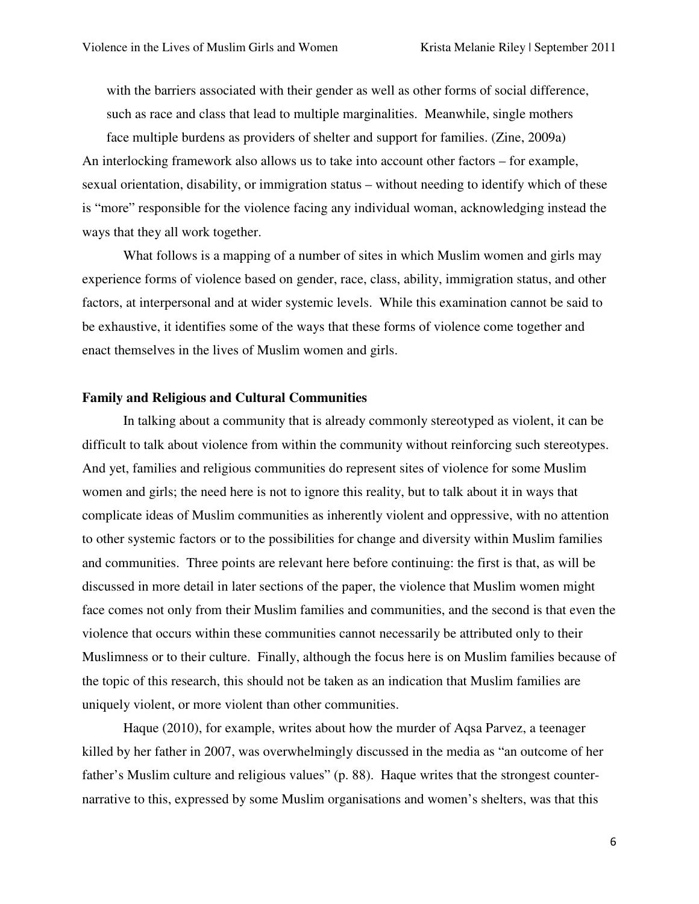> with the barriers associated with their gender as well as other forms of social difference, such as race and class that lead to multiple marginalities. Meanwhile, single mothers face multiple burdens as providers of shelter and support for families. (Zine, 2009a)

An interlocking framework also allows us to take into account other factors – for example, sexual orientation, disability, or immigration status – without needing to identify which of these is "more" responsible for the violence facing any individual woman, acknowledging instead the ways that they all work together.

What follows is a mapping of a number of sites in which Muslim women and girls may experience forms of violence based on gender, race, class, ability, immigration status, and other factors, at interpersonal and at wider systemic levels. While this examination cannot be said to be exhaustive, it identifies some of the ways that these forms of violence come together and enact themselves in the lives of Muslim women and girls.

**Family and Religious and Cultural Communities**

In talking about a community that is already commonly stereotyped as violent, it can be difficult to talk about violence from within the community without reinforcing such stereotypes. And yet, families and religious communities do represent sites of violence for some Muslim women and girls; the need here is not to ignore this reality, but to talk about it in ways that complicate ideas of Muslim communities as inherently violent and oppressive, with no attention to other systemic factors or to the possibilities for change and diversity within Muslim families and communities. Three points are relevant here before continuing: the first is that, as will be discussed in more detail in later sections of the paper, the violence that Muslim women might face comes not only from their Muslim families and communities, and the second is that even the violence that occurs within these communities cannot necessarily be attributed only to their Muslimness or to their culture. Finally, although the focus here is on Muslim families because of the topic of this research, this should not be taken as an indication that Muslim families are uniquely violent, or more violent than other communities.

Haque (2010), for example, writes about how the murder of Aqsa Parvez, a teenager killed by her father in 2007, was overwhelmingly discussed in the media as "an outcome of her father's Muslim culture and religious values" (p. 88). Haque writes that the strongest counter-narrative to this, expressed by some Muslim organisations and women's shelters, was that this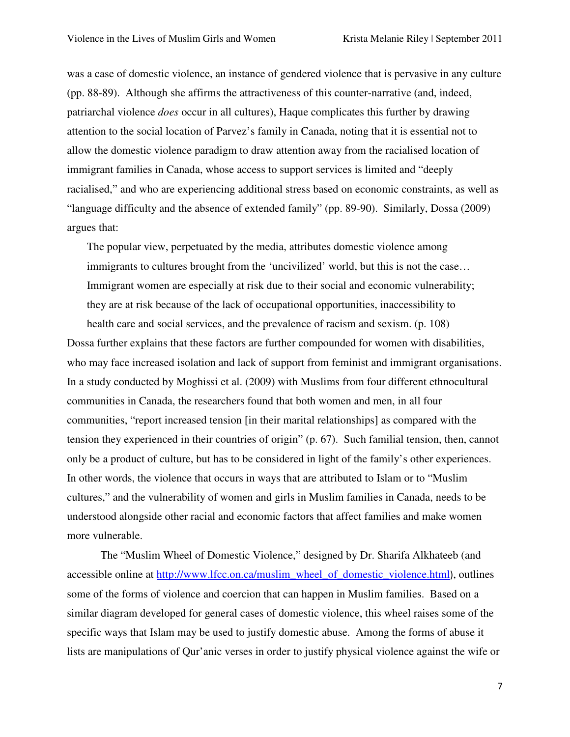was a case of domestic violence, an instance of gendered violence that is pervasive in any culture (pp. 88-89). Although she affirms the attractiveness of this counter-narrative (and, indeed, patriarchal violence *does* occur in all cultures), Haque complicates this further by drawing attention to the social location of Parvez's family in Canada, noting that it is essential not to allow the domestic violence paradigm to draw attention away from the racialised location of immigrant families in Canada, whose access to support services is limited and "deeply racialised," and who are experiencing additional stress based on economic constraints, as well as "language difficulty and the absence of extended family" (pp. 89-90). Similarly, Dossa (2009) argues that:

> The popular view, perpetuated by the media, attributes domestic violence among immigrants to cultures brought from the 'uncivilized' world, but this is not the case… Immigrant women are especially at risk due to their social and economic vulnerability; they are at risk because of the lack of occupational opportunities, inaccessibility to health care and social services, and the prevalence of racism and sexism. (p. 108)

Dossa further explains that these factors are further compounded for women with disabilities, who may face increased isolation and lack of support from feminist and immigrant organisations. In a study conducted by Moghissi et al. (2009) with Muslims from four different ethnocultural communities in Canada, the researchers found that both women and men, in all four communities, "report increased tension [in their marital relationships] as compared with the tension they experienced in their countries of origin" (p. 67). Such familial tension, then, cannot only be a product of culture, but has to be considered in light of the family's other experiences. In other words, the violence that occurs in ways that are attributed to Islam or to "Muslim cultures," and the vulnerability of women and girls in Muslim families in Canada, needs to be understood alongside other racial and economic factors that affect families and make women more vulnerable.

The "Muslim Wheel of Domestic Violence," designed by Dr. Sharifa Alkhateeb (and accessible online at http://www.lfcc.on.ca/muslim_wheel_of_domestic_violence.html), outlines some of the forms of violence and coercion that can happen in Muslim families. Based on a similar diagram developed for general cases of domestic violence, this wheel raises some of the specific ways that Islam may be used to justify domestic abuse. Among the forms of abuse it lists are manipulations of Qur'anic verses in order to justify physical violence against the wife or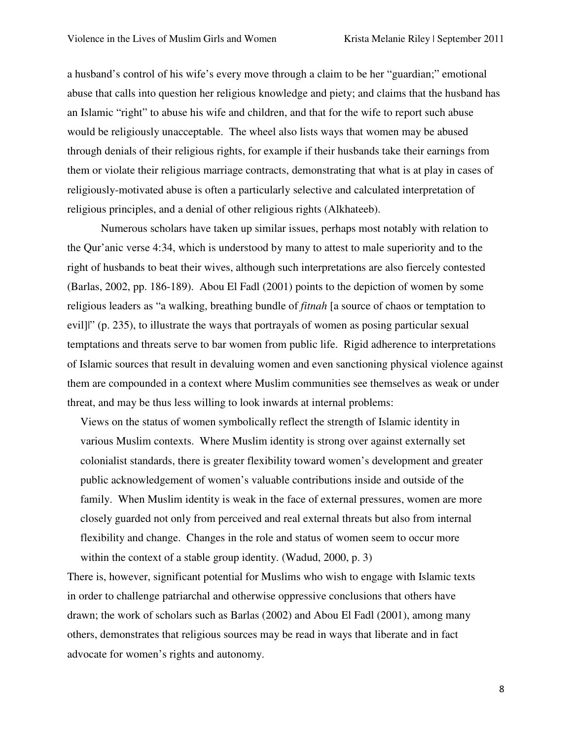a husband's control of his wife's every move through a claim to be her "guardian;" emotional abuse that calls into question her religious knowledge and piety; and claims that the husband has an Islamic "right" to abuse his wife and children, and that for the wife to report such abuse would be religiously unacceptable. The wheel also lists ways that women may be abused through denials of their religious rights, for example if their husbands take their earnings from them or violate their religious marriage contracts, demonstrating that what is at play in cases of religiously-motivated abuse is often a particularly selective and calculated interpretation of religious principles, and a denial of other religious rights (Alkhateeb).

Numerous scholars have taken up similar issues, perhaps most notably with relation to the Qur'anic verse 4:34, which is understood by many to attest to male superiority and to the right of husbands to beat their wives, although such interpretations are also fiercely contested (Barlas, 2002, pp. 186-189). Abou El Fadl (2001) points to the depiction of women by some religious leaders as "a walking, breathing bundle of *fitnah* [a source of chaos or temptation to evil]" (p. 235), to illustrate the ways that portrayals of women as posing particular sexual temptations and threats serve to bar women from public life. Rigid adherence to interpretations of Islamic sources that result in devaluing women and even sanctioning physical violence against them are compounded in a context where Muslim communities see themselves as weak or under threat, and may be thus less willing to look inwards at internal problems:

> Views on the status of women symbolically reflect the strength of Islamic identity in various Muslim contexts. Where Muslim identity is strong over against externally set colonialist standards, there is greater flexibility toward women's development and greater public acknowledgement of women's valuable contributions inside and outside of the family. When Muslim identity is weak in the face of external pressures, women are more closely guarded not only from perceived and real external threats but also from internal flexibility and change. Changes in the role and status of women seem to occur more within the context of a stable group identity. (Wadud, 2000, p. 3)

There is, however, significant potential for Muslims who wish to engage with Islamic texts in order to challenge patriarchal and otherwise oppressive conclusions that others have drawn; the work of scholars such as Barlas (2002) and Abou El Fadl (2001), among many others, demonstrates that religious sources may be read in ways that liberate and in fact advocate for women's rights and autonomy.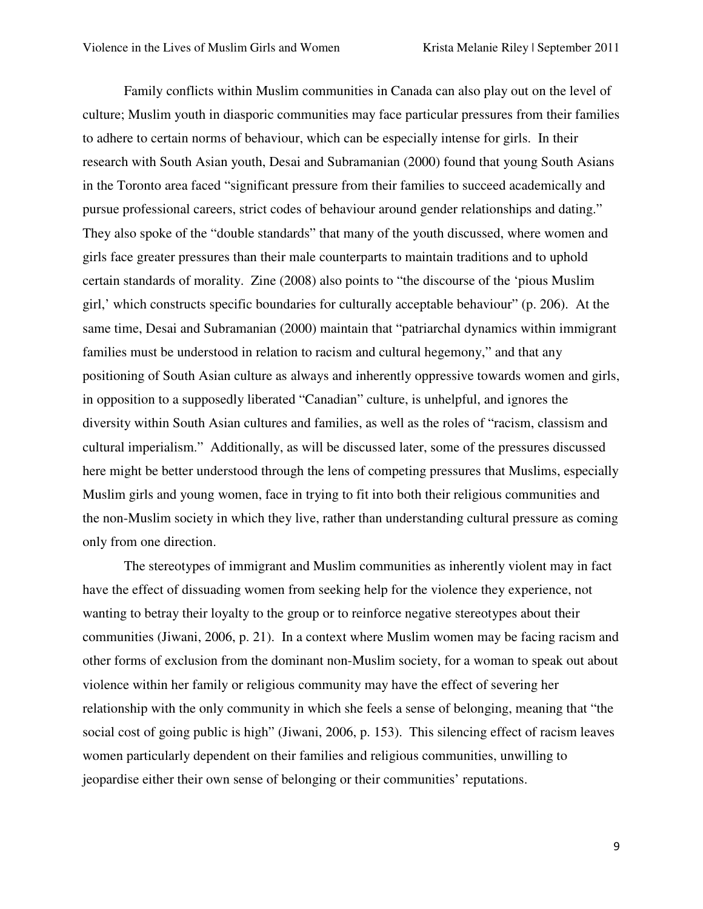Family conflicts within Muslim communities in Canada can also play out on the level of culture; Muslim youth in diasporic communities may face particular pressures from their families to adhere to certain norms of behaviour, which can be especially intense for girls. In their research with South Asian youth, Desai and Subramanian (2000) found that young South Asians in the Toronto area faced "significant pressure from their families to succeed academically and pursue professional careers, strict codes of behaviour around gender relationships and dating." They also spoke of the "double standards" that many of the youth discussed, where women and girls face greater pressures than their male counterparts to maintain traditions and to uphold certain standards of morality. Zine (2008) also points to "the discourse of the 'pious Muslim girl,' which constructs specific boundaries for culturally acceptable behaviour" (p. 206). At the same time, Desai and Subramanian (2000) maintain that "patriarchal dynamics within immigrant families must be understood in relation to racism and cultural hegemony," and that any positioning of South Asian culture as always and inherently oppressive towards women and girls, in opposition to a supposedly liberated "Canadian" culture, is unhelpful, and ignores the diversity within South Asian cultures and families, as well as the roles of "racism, classism and cultural imperialism." Additionally, as will be discussed later, some of the pressures discussed here might be better understood through the lens of competing pressures that Muslims, especially Muslim girls and young women, face in trying to fit into both their religious communities and the non-Muslim society in which they live, rather than understanding cultural pressure as coming only from one direction.

The stereotypes of immigrant and Muslim communities as inherently violent may in fact have the effect of dissuading women from seeking help for the violence they experience, not wanting to betray their loyalty to the group or to reinforce negative stereotypes about their communities (Jiwani, 2006, p. 21). In a context where Muslim women may be facing racism and other forms of exclusion from the dominant non-Muslim society, for a woman to speak out about violence within her family or religious community may have the effect of severing her relationship with the only community in which she feels a sense of belonging, meaning that "the social cost of going public is high" (Jiwani, 2006, p. 153). This silencing effect of racism leaves women particularly dependent on their families and religious communities, unwilling to jeopardise either their own sense of belonging or their communities' reputations.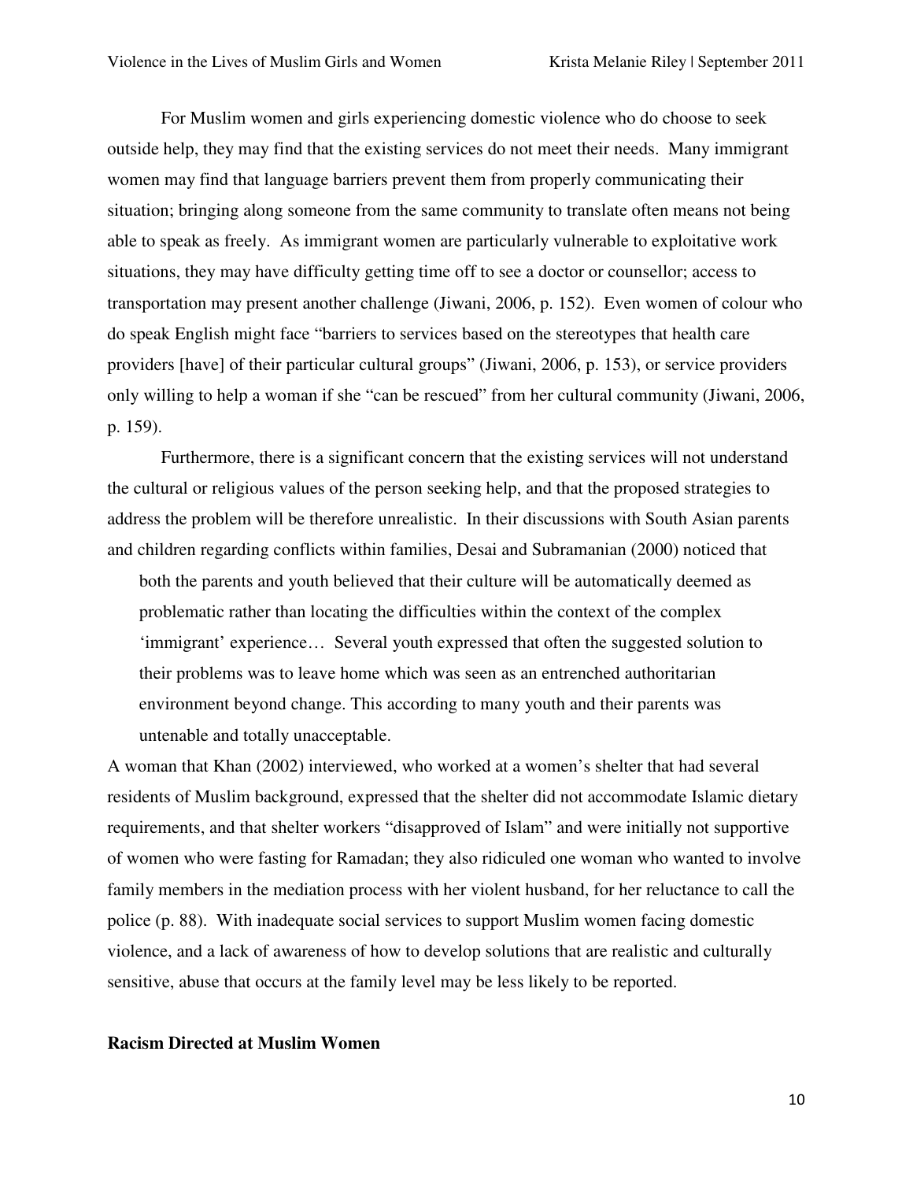For Muslim women and girls experiencing domestic violence who do choose to seek outside help, they may find that the existing services do not meet their needs. Many immigrant women may find that language barriers prevent them from properly communicating their situation; bringing along someone from the same community to translate often means not being able to speak as freely. As immigrant women are particularly vulnerable to exploitative work situations, they may have difficulty getting time off to see a doctor or counsellor; access to transportation may present another challenge (Jiwani, 2006, p. 152). Even women of colour who do speak English might face "barriers to services based on the stereotypes that health care providers [have] of their particular cultural groups" (Jiwani, 2006, p. 153), or service providers only willing to help a woman if she "can be rescued" from her cultural community (Jiwani, 2006, p. 159).

Furthermore, there is a significant concern that the existing services will not understand the cultural or religious values of the person seeking help, and that the proposed strategies to address the problem will be therefore unrealistic. In their discussions with South Asian parents and children regarding conflicts within families, Desai and Subramanian (2000) noticed that

> both the parents and youth believed that their culture will be automatically deemed as problematic rather than locating the difficulties within the context of the complex 'immigrant' experience… Several youth expressed that often the suggested solution to their problems was to leave home which was seen as an entrenched authoritarian environment beyond change. This according to many youth and their parents was untenable and totally unacceptable.

A woman that Khan (2002) interviewed, who worked at a women's shelter that had several residents of Muslim background, expressed that the shelter did not accommodate Islamic dietary requirements, and that shelter workers "disapproved of Islam" and were initially not supportive of women who were fasting for Ramadan; they also ridiculed one woman who wanted to involve family members in the mediation process with her violent husband, for her reluctance to call the police (p. 88). With inadequate social services to support Muslim women facing domestic violence, and a lack of awareness of how to develop solutions that are realistic and culturally sensitive, abuse that occurs at the family level may be less likely to be reported.

## Racism Directed at Muslim Women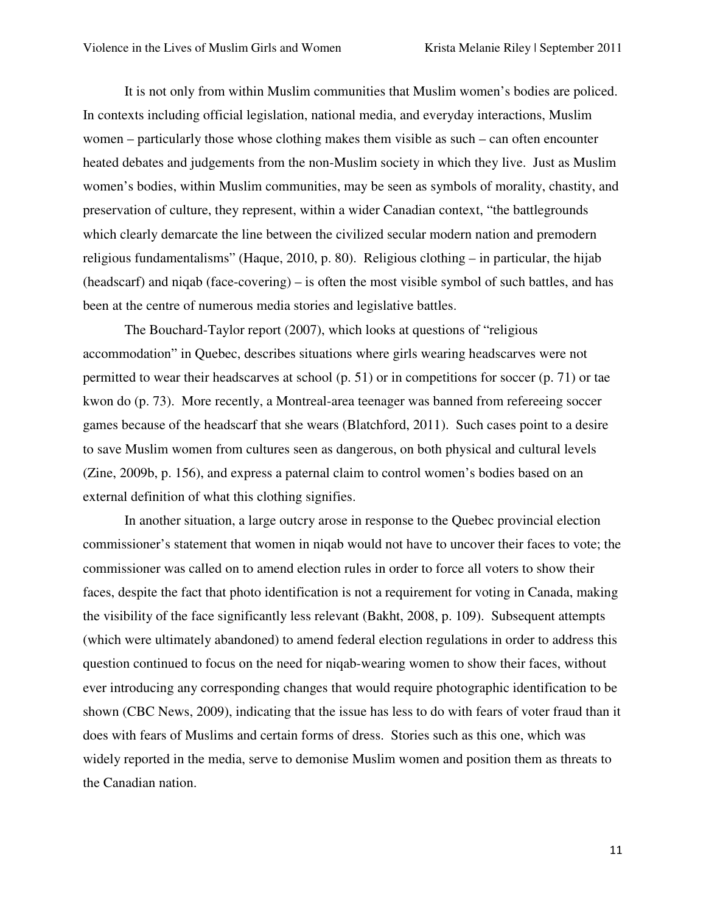It is not only from within Muslim communities that Muslim women's bodies are policed. In contexts including official legislation, national media, and everyday interactions, Muslim women – particularly those whose clothing makes them visible as such – can often encounter heated debates and judgements from the non-Muslim society in which they live. Just as Muslim women's bodies, within Muslim communities, may be seen as symbols of morality, chastity, and preservation of culture, they represent, within a wider Canadian context, "the battlegrounds which clearly demarcate the line between the civilized secular modern nation and premodern religious fundamentalisms" (Haque, 2010, p. 80). Religious clothing – in particular, the hijab (headscarf) and niqab (face-covering) – is often the most visible symbol of such battles, and has been at the centre of numerous media stories and legislative battles.

The Bouchard-Taylor report (2007), which looks at questions of "religious accommodation" in Quebec, describes situations where girls wearing headscarves were not permitted to wear their headscarves at school (p. 51) or in competitions for soccer (p. 71) or tae kwon do (p. 73). More recently, a Montreal-area teenager was banned from refereeing soccer games because of the headscarf that she wears (Blatchford, 2011). Such cases point to a desire to save Muslim women from cultures seen as dangerous, on both physical and cultural levels (Zine, 2009b, p. 156), and express a paternal claim to control women's bodies based on an external definition of what this clothing signifies.

In another situation, a large outcry arose in response to the Quebec provincial election commissioner's statement that women in niqab would not have to uncover their faces to vote; the commissioner was called on to amend election rules in order to force all voters to show their faces, despite the fact that photo identification is not a requirement for voting in Canada, making the visibility of the face significantly less relevant (Bakht, 2008, p. 109). Subsequent attempts (which were ultimately abandoned) to amend federal election regulations in order to address this question continued to focus on the need for niqab-wearing women to show their faces, without ever introducing any corresponding changes that would require photographic identification to be shown (CBC News, 2009), indicating that the issue has less to do with fears of voter fraud than it does with fears of Muslims and certain forms of dress. Stories such as this one, which was widely reported in the media, serve to demonise Muslim women and position them as threats to the Canadian nation.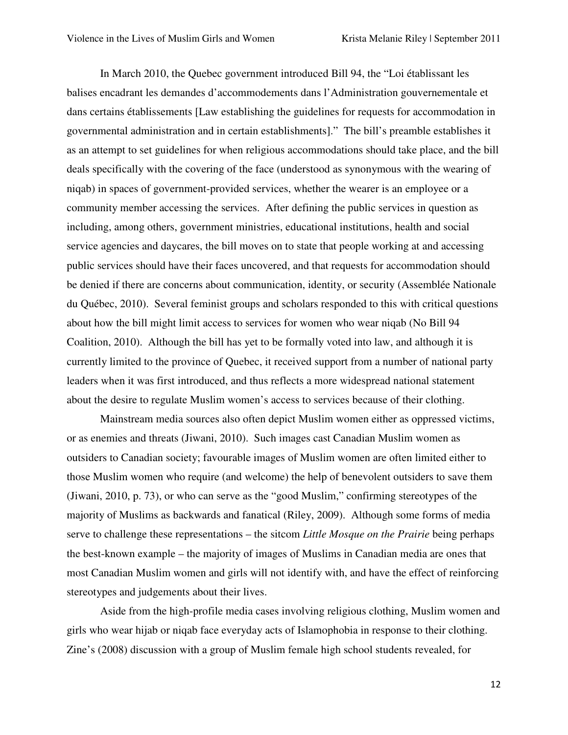In March 2010, the Quebec government introduced Bill 94, the "Loi établissant les balises encadrant les demandes d'accommodements dans l'Administration gouvernementale et dans certains établissements [Law establishing the guidelines for requests for accommodation in governmental administration and in certain establishments]." The bill's preamble establishes it as an attempt to set guidelines for when religious accommodations should take place, and the bill deals specifically with the covering of the face (understood as synonymous with the wearing of niqab) in spaces of government-provided services, whether the wearer is an employee or a community member accessing the services. After defining the public services in question as including, among others, government ministries, educational institutions, health and social service agencies and daycares, the bill moves on to state that people working at and accessing public services should have their faces uncovered, and that requests for accommodation should be denied if there are concerns about communication, identity, or security (Assemblée Nationale du Québec, 2010). Several feminist groups and scholars responded to this with critical questions about how the bill might limit access to services for women who wear niqab (No Bill 94 Coalition, 2010). Although the bill has yet to be formally voted into law, and although it is currently limited to the province of Quebec, it received support from a number of national party leaders when it was first introduced, and thus reflects a more widespread national statement about the desire to regulate Muslim women's access to services because of their clothing.

Mainstream media sources also often depict Muslim women either as oppressed victims, or as enemies and threats (Jiwani, 2010). Such images cast Canadian Muslim women as outsiders to Canadian society; favourable images of Muslim women are often limited either to those Muslim women who require (and welcome) the help of benevolent outsiders to save them (Jiwani, 2010, p. 73), or who can serve as the "good Muslim," confirming stereotypes of the majority of Muslims as backwards and fanatical (Riley, 2009). Although some forms of media serve to challenge these representations – the sitcom *Little Mosque on the Prairie* being perhaps the best-known example – the majority of images of Muslims in Canadian media are ones that most Canadian Muslim women and girls will not identify with, and have the effect of reinforcing stereotypes and judgements about their lives.

Aside from the high-profile media cases involving religious clothing, Muslim women and girls who wear hijab or niqab face everyday acts of Islamophobia in response to their clothing. Zine's (2008) discussion with a group of Muslim female high school students revealed, for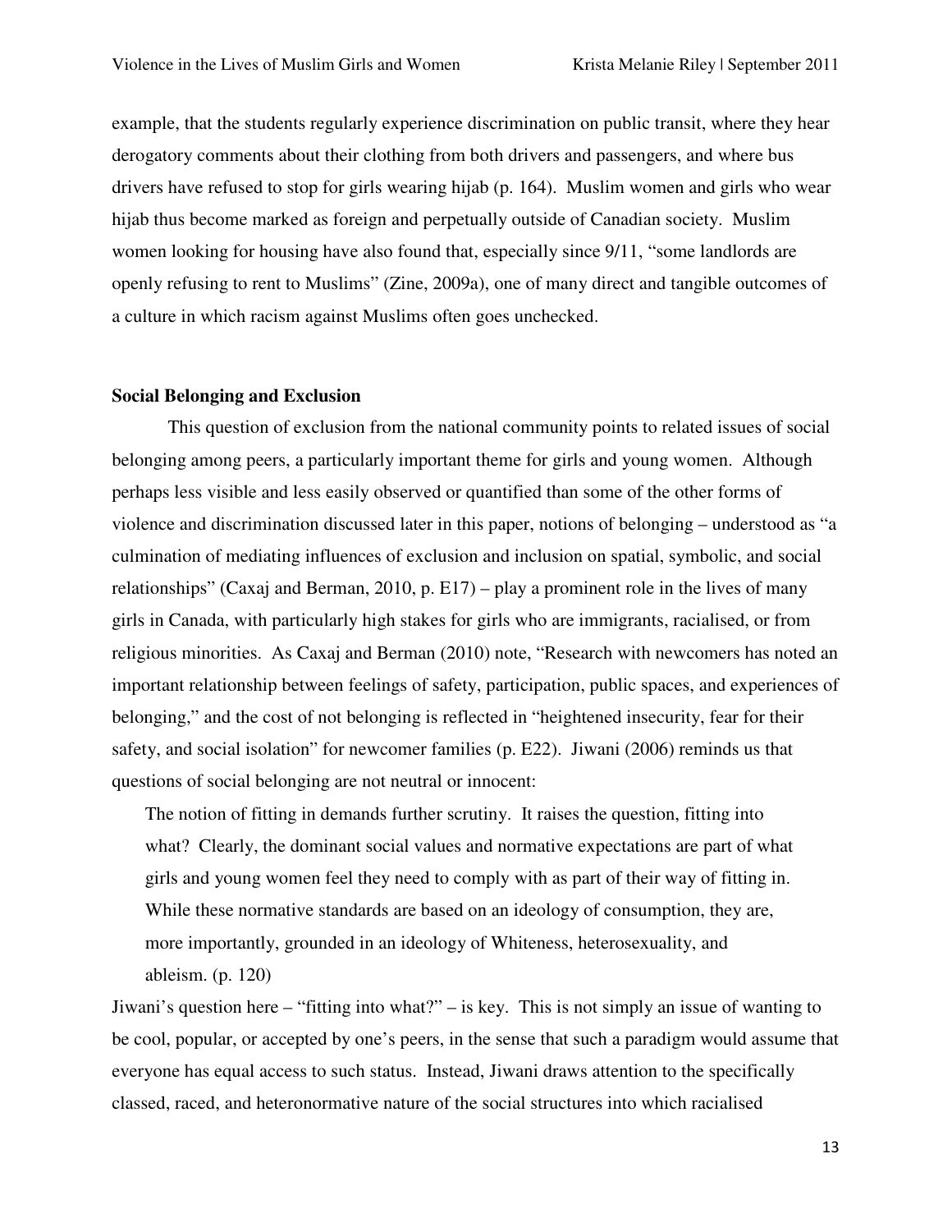example, that the students regularly experience discrimination on public transit, where they hear derogatory comments about their clothing from both drivers and passengers, and where bus drivers have refused to stop for girls wearing hijab (p. 164). Muslim women and girls who wear hijab thus become marked as foreign and perpetually outside of Canadian society. Muslim women looking for housing have also found that, especially since 9/11, "some landlords are openly refusing to rent to Muslims" (Zine, 2009a), one of many direct and tangible outcomes of a culture in which racism against Muslims often goes unchecked.

**Social Belonging and Exclusion**

This question of exclusion from the national community points to related issues of social belonging among peers, a particularly important theme for girls and young women. Although perhaps less visible and less easily observed or quantified than some of the other forms of violence and discrimination discussed later in this paper, notions of belonging – understood as "a culmination of mediating influences of exclusion and inclusion on spatial, symbolic, and social relationships" (Caxaj and Berman, 2010, p. E17) – play a prominent role in the lives of many girls in Canada, with particularly high stakes for girls who are immigrants, racialised, or from religious minorities. As Caxaj and Berman (2010) note, "Research with newcomers has noted an important relationship between feelings of safety, participation, public spaces, and experiences of belonging," and the cost of not belonging is reflected in "heightened insecurity, fear for their safety, and social isolation" for newcomer families (p. E22). Jiwani (2006) reminds us that questions of social belonging are not neutral or innocent:

> The notion of fitting in demands further scrutiny. It raises the question, fitting into what? Clearly, the dominant social values and normative expectations are part of what girls and young women feel they need to comply with as part of their way of fitting in. While these normative standards are based on an ideology of consumption, they are, more importantly, grounded in an ideology of Whiteness, heterosexuality, and ableism. (p. 120)

Jiwani's question here – "fitting into what?" – is key. This is not simply an issue of wanting to be cool, popular, or accepted by one's peers, in the sense that such a paradigm would assume that everyone has equal access to such status. Instead, Jiwani draws attention to the specifically classed, raced, and heteronormative nature of the social structures into which racialised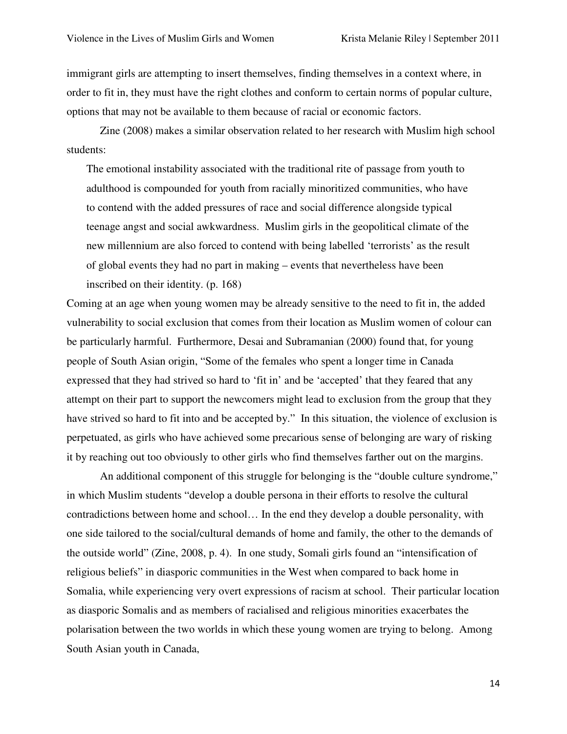immigrant girls are attempting to insert themselves, finding themselves in a context where, in order to fit in, they must have the right clothes and conform to certain norms of popular culture, options that may not be available to them because of racial or economic factors.

Zine (2008) makes a similar observation related to her research with Muslim high school students:

> The emotional instability associated with the traditional rite of passage from youth to adulthood is compounded for youth from racially minoritized communities, who have to contend with the added pressures of race and social difference alongside typical teenage angst and social awkwardness. Muslim girls in the geopolitical climate of the new millennium are also forced to contend with being labelled 'terrorists' as the result of global events they had no part in making – events that nevertheless have been inscribed on their identity. (p. 168)

Coming at an age when young women may be already sensitive to the need to fit in, the added vulnerability to social exclusion that comes from their location as Muslim women of colour can be particularly harmful. Furthermore, Desai and Subramanian (2000) found that, for young people of South Asian origin, "Some of the females who spent a longer time in Canada expressed that they had strived so hard to 'fit in' and be 'accepted' that they feared that any attempt on their part to support the newcomers might lead to exclusion from the group that they have strived so hard to fit into and be accepted by." In this situation, the violence of exclusion is perpetuated, as girls who have achieved some precarious sense of belonging are wary of risking it by reaching out too obviously to other girls who find themselves farther out on the margins.

An additional component of this struggle for belonging is the "double culture syndrome," in which Muslim students "develop a double persona in their efforts to resolve the cultural contradictions between home and school… In the end they develop a double personality, with one side tailored to the social/cultural demands of home and family, the other to the demands of the outside world" (Zine, 2008, p. 4). In one study, Somali girls found an "intensification of religious beliefs" in diasporic communities in the West when compared to back home in Somalia, while experiencing very overt expressions of racism at school. Their particular location as diasporic Somalis and as members of racialised and religious minorities exacerbates the polarisation between the two worlds in which these young women are trying to belong. Among South Asian youth in Canada,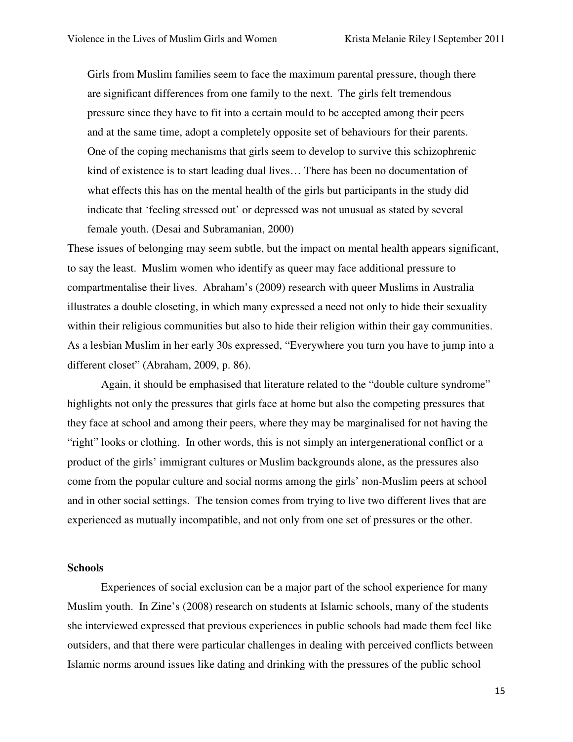> Girls from Muslim families seem to face the maximum parental pressure, though there are significant differences from one family to the next. The girls felt tremendous pressure since they have to fit into a certain mould to be accepted among their peers and at the same time, adopt a completely opposite set of behaviours for their parents. One of the coping mechanisms that girls seem to develop to survive this schizophrenic kind of existence is to start leading dual lives… There has been no documentation of what effects this has on the mental health of the girls but participants in the study did indicate that 'feeling stressed out' or depressed was not unusual as stated by several female youth. (Desai and Subramanian, 2000)

These issues of belonging may seem subtle, but the impact on mental health appears significant, to say the least. Muslim women who identify as queer may face additional pressure to compartmentalise their lives. Abraham's (2009) research with queer Muslims in Australia illustrates a double closeting, in which many expressed a need not only to hide their sexuality within their religious communities but also to hide their religion within their gay communities. As a lesbian Muslim in her early 30s expressed, "Everywhere you turn you have to jump into a different closet" (Abraham, 2009, p. 86).

Again, it should be emphasised that literature related to the "double culture syndrome" highlights not only the pressures that girls face at home but also the competing pressures that they face at school and among their peers, where they may be marginalised for not having the "right" looks or clothing. In other words, this is not simply an intergenerational conflict or a product of the girls' immigrant cultures or Muslim backgrounds alone, as the pressures also come from the popular culture and social norms among the girls' non-Muslim peers at school and in other social settings. The tension comes from trying to live two different lives that are experienced as mutually incompatible, and not only from one set of pressures or the other.

**Schools**

Experiences of social exclusion can be a major part of the school experience for many Muslim youth. In Zine's (2008) research on students at Islamic schools, many of the students she interviewed expressed that previous experiences in public schools had made them feel like outsiders, and that there were particular challenges in dealing with perceived conflicts between Islamic norms around issues like dating and drinking with the pressures of the public school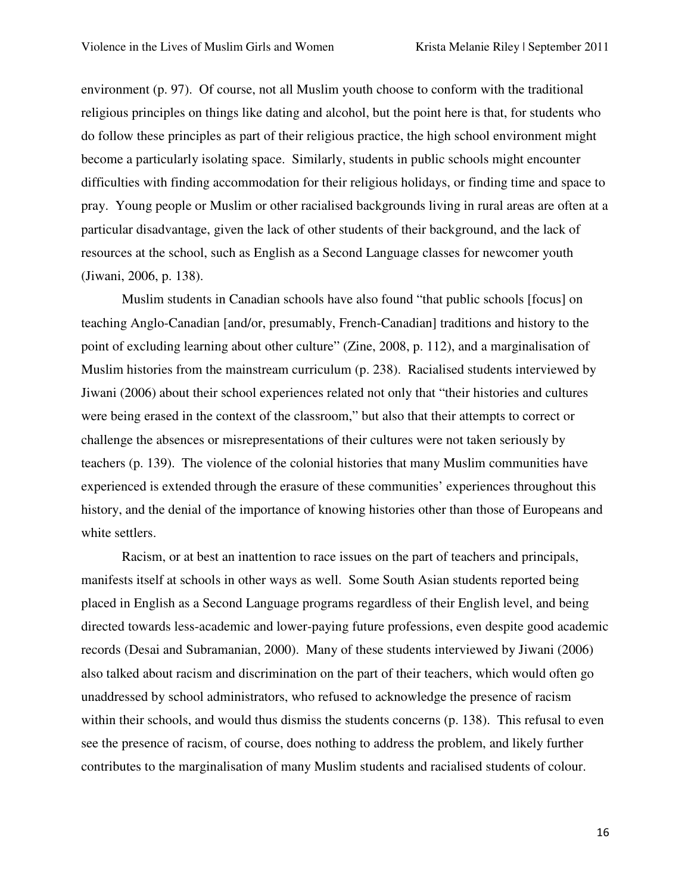environment (p. 97). Of course, not all Muslim youth choose to conform with the traditional religious principles on things like dating and alcohol, but the point here is that, for students who do follow these principles as part of their religious practice, the high school environment might become a particularly isolating space. Similarly, students in public schools might encounter difficulties with finding accommodation for their religious holidays, or finding time and space to pray. Young people or Muslim or other racialised backgrounds living in rural areas are often at a particular disadvantage, given the lack of other students of their background, and the lack of resources at the school, such as English as a Second Language classes for newcomer youth (Jiwani, 2006, p. 138).

Muslim students in Canadian schools have also found "that public schools [focus] on teaching Anglo-Canadian [and/or, presumably, French-Canadian] traditions and history to the point of excluding learning about other culture" (Zine, 2008, p. 112), and a marginalisation of Muslim histories from the mainstream curriculum (p. 238). Racialised students interviewed by Jiwani (2006) about their school experiences related not only that "their histories and cultures were being erased in the context of the classroom," but also that their attempts to correct or challenge the absences or misrepresentations of their cultures were not taken seriously by teachers (p. 139). The violence of the colonial histories that many Muslim communities have experienced is extended through the erasure of these communities' experiences throughout this history, and the denial of the importance of knowing histories other than those of Europeans and white settlers.

Racism, or at best an inattention to race issues on the part of teachers and principals, manifests itself at schools in other ways as well. Some South Asian students reported being placed in English as a Second Language programs regardless of their English level, and being directed towards less-academic and lower-paying future professions, even despite good academic records (Desai and Subramanian, 2000). Many of these students interviewed by Jiwani (2006) also talked about racism and discrimination on the part of their teachers, which would often go unaddressed by school administrators, who refused to acknowledge the presence of racism within their schools, and would thus dismiss the students concerns (p. 138). This refusal to even see the presence of racism, of course, does nothing to address the problem, and likely further contributes to the marginalisation of many Muslim students and racialised students of colour.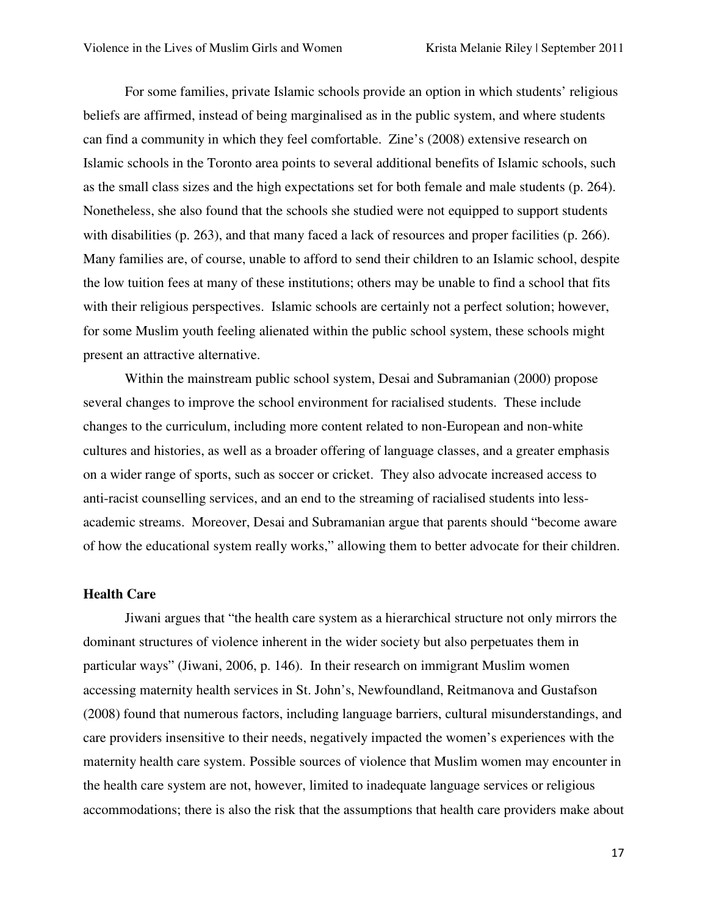For some families, private Islamic schools provide an option in which students' religious beliefs are affirmed, instead of being marginalised as in the public system, and where students can find a community in which they feel comfortable. Zine's (2008) extensive research on Islamic schools in the Toronto area points to several additional benefits of Islamic schools, such as the small class sizes and the high expectations set for both female and male students (p. 264). Nonetheless, she also found that the schools she studied were not equipped to support students with disabilities (p. 263), and that many faced a lack of resources and proper facilities (p. 266). Many families are, of course, unable to afford to send their children to an Islamic school, despite the low tuition fees at many of these institutions; others may be unable to find a school that fits with their religious perspectives. Islamic schools are certainly not a perfect solution; however, for some Muslim youth feeling alienated within the public school system, these schools might present an attractive alternative.

Within the mainstream public school system, Desai and Subramanian (2000) propose several changes to improve the school environment for racialised students. These include changes to the curriculum, including more content related to non-European and non-white cultures and histories, as well as a broader offering of language classes, and a greater emphasis on a wider range of sports, such as soccer or cricket. They also advocate increased access to anti-racist counselling services, and an end to the streaming of racialised students into less-academic streams. Moreover, Desai and Subramanian argue that parents should "become aware of how the educational system really works," allowing them to better advocate for their children.

**Health Care**

Jiwani argues that "the health care system as a hierarchical structure not only mirrors the dominant structures of violence inherent in the wider society but also perpetuates them in particular ways" (Jiwani, 2006, p. 146). In their research on immigrant Muslim women accessing maternity health services in St. John's, Newfoundland, Reitmanova and Gustafson (2008) found that numerous factors, including language barriers, cultural misunderstandings, and care providers insensitive to their needs, negatively impacted the women's experiences with the maternity health care system. Possible sources of violence that Muslim women may encounter in the health care system are not, however, limited to inadequate language services or religious accommodations; there is also the risk that the assumptions that health care providers make about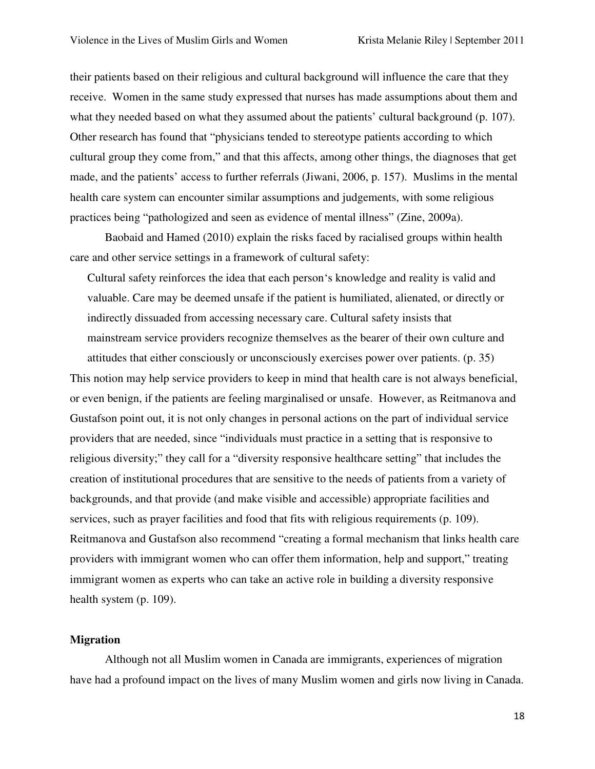their patients based on their religious and cultural background will influence the care that they receive. Women in the same study expressed that nurses has made assumptions about them and what they needed based on what they assumed about the patients' cultural background (p. 107). Other research has found that "physicians tended to stereotype patients according to which cultural group they come from," and that this affects, among other things, the diagnoses that get made, and the patients' access to further referrals (Jiwani, 2006, p. 157). Muslims in the mental health care system can encounter similar assumptions and judgements, with some religious practices being "pathologized and seen as evidence of mental illness" (Zine, 2009a).

Baobaid and Hamed (2010) explain the risks faced by racialised groups within health care and other service settings in a framework of cultural safety:

> Cultural safety reinforces the idea that each person's knowledge and reality is valid and valuable. Care may be deemed unsafe if the patient is humiliated, alienated, or directly or indirectly dissuaded from accessing necessary care. Cultural safety insists that mainstream service providers recognize themselves as the bearer of their own culture and attitudes that either consciously or unconsciously exercises power over patients. (p. 35)

This notion may help service providers to keep in mind that health care is not always beneficial, or even benign, if the patients are feeling marginalised or unsafe. However, as Reitmanova and Gustafson point out, it is not only changes in personal actions on the part of individual service providers that are needed, since "individuals must practice in a setting that is responsive to religious diversity;" they call for a "diversity responsive healthcare setting" that includes the creation of institutional procedures that are sensitive to the needs of patients from a variety of backgrounds, and that provide (and make visible and accessible) appropriate facilities and services, such as prayer facilities and food that fits with religious requirements (p. 109). Reitmanova and Gustafson also recommend "creating a formal mechanism that links health care providers with immigrant women who can offer them information, help and support," treating immigrant women as experts who can take an active role in building a diversity responsive health system (p. 109).

**Migration**

Although not all Muslim women in Canada are immigrants, experiences of migration have had a profound impact on the lives of many Muslim women and girls now living in Canada.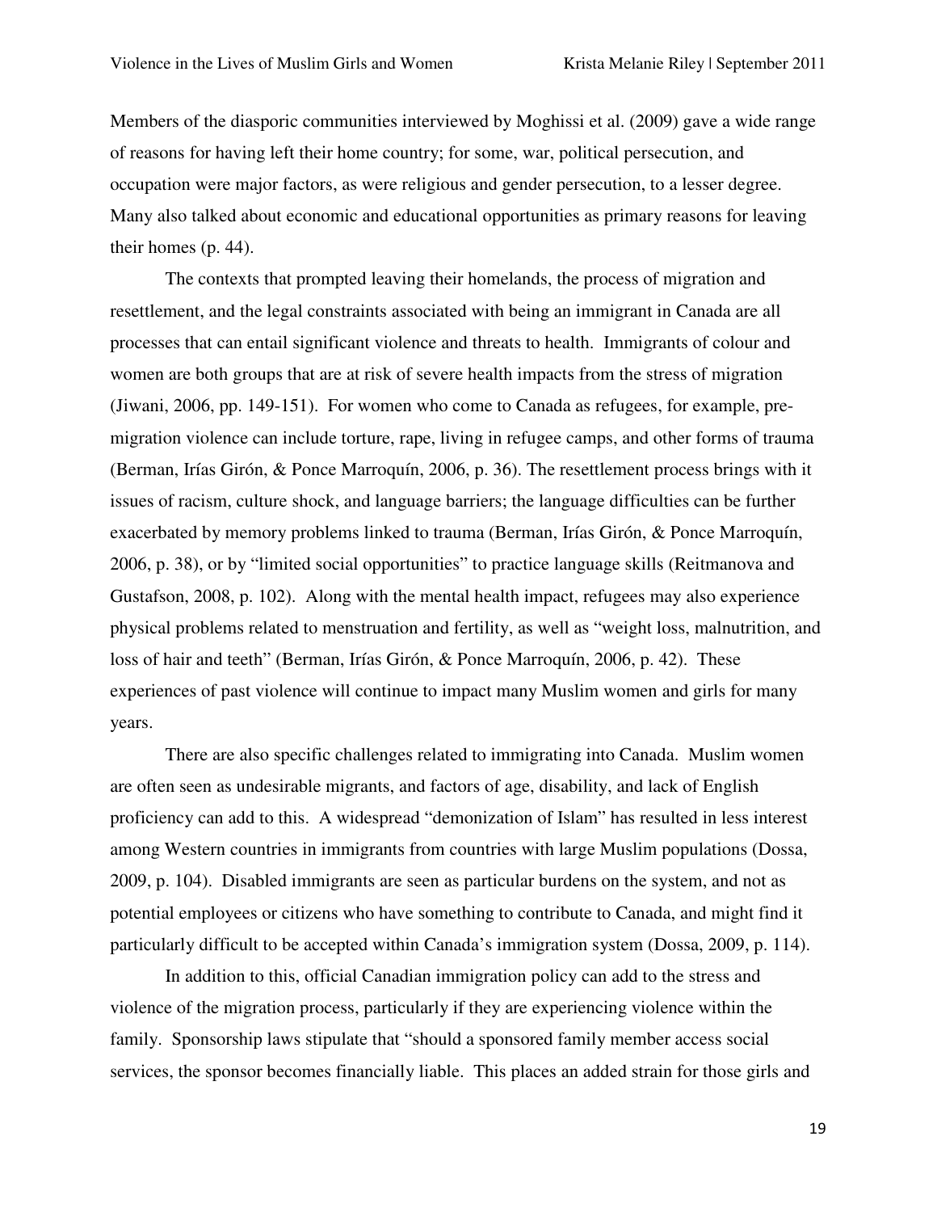Members of the diasporic communities interviewed by Moghissi et al. (2009) gave a wide range of reasons for having left their home country; for some, war, political persecution, and occupation were major factors, as were religious and gender persecution, to a lesser degree. Many also talked about economic and educational opportunities as primary reasons for leaving their homes (p. 44).

The contexts that prompted leaving their homelands, the process of migration and resettlement, and the legal constraints associated with being an immigrant in Canada are all processes that can entail significant violence and threats to health. Immigrants of colour and women are both groups that are at risk of severe health impacts from the stress of migration (Jiwani, 2006, pp. 149-151). For women who come to Canada as refugees, for example, pre-migration violence can include torture, rape, living in refugee camps, and other forms of trauma (Berman, Irías Girón, & Ponce Marroquín, 2006, p. 36). The resettlement process brings with it issues of racism, culture shock, and language barriers; the language difficulties can be further exacerbated by memory problems linked to trauma (Berman, Irías Girón, & Ponce Marroquín, 2006, p. 38), or by "limited social opportunities" to practice language skills (Reitmanova and Gustafson, 2008, p. 102). Along with the mental health impact, refugees may also experience physical problems related to menstruation and fertility, as well as "weight loss, malnutrition, and loss of hair and teeth" (Berman, Irías Girón, & Ponce Marroquín, 2006, p. 42). These experiences of past violence will continue to impact many Muslim women and girls for many years.

There are also specific challenges related to immigrating into Canada. Muslim women are often seen as undesirable migrants, and factors of age, disability, and lack of English proficiency can add to this. A widespread "demonization of Islam" has resulted in less interest among Western countries in immigrants from countries with large Muslim populations (Dossa, 2009, p. 104). Disabled immigrants are seen as particular burdens on the system, and not as potential employees or citizens who have something to contribute to Canada, and might find it particularly difficult to be accepted within Canada's immigration system (Dossa, 2009, p. 114).

In addition to this, official Canadian immigration policy can add to the stress and violence of the migration process, particularly if they are experiencing violence within the family. Sponsorship laws stipulate that "should a sponsored family member access social services, the sponsor becomes financially liable. This places an added strain for those girls and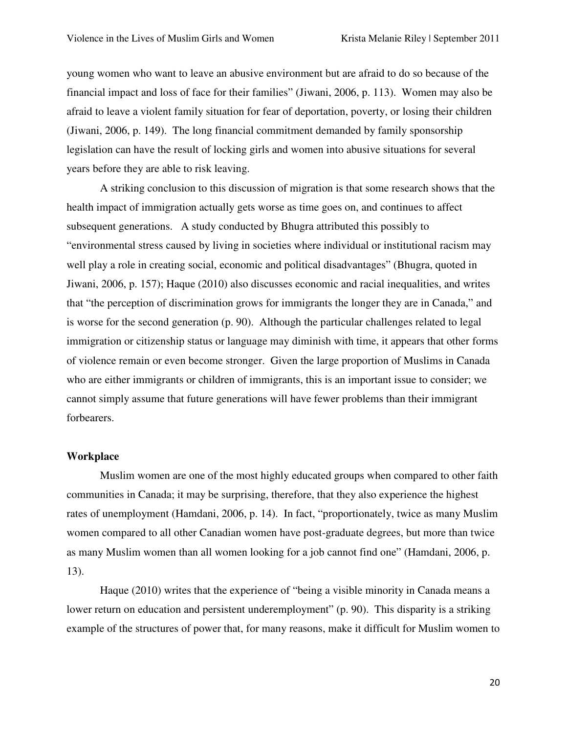young women who want to leave an abusive environment but are afraid to do so because of the financial impact and loss of face for their families" (Jiwani, 2006, p. 113). Women may also be afraid to leave a violent family situation for fear of deportation, poverty, or losing their children (Jiwani, 2006, p. 149). The long financial commitment demanded by family sponsorship legislation can have the result of locking girls and women into abusive situations for several years before they are able to risk leaving.

A striking conclusion to this discussion of migration is that some research shows that the health impact of immigration actually gets worse as time goes on, and continues to affect subsequent generations. A study conducted by Bhugra attributed this possibly to "environmental stress caused by living in societies where individual or institutional racism may well play a role in creating social, economic and political disadvantages" (Bhugra, quoted in Jiwani, 2006, p. 157); Haque (2010) also discusses economic and racial inequalities, and writes that "the perception of discrimination grows for immigrants the longer they are in Canada," and is worse for the second generation (p. 90). Although the particular challenges related to legal immigration or citizenship status or language may diminish with time, it appears that other forms of violence remain or even become stronger. Given the large proportion of Muslims in Canada who are either immigrants or children of immigrants, this is an important issue to consider; we cannot simply assume that future generations will have fewer problems than their immigrant forbearers.

**Workplace**

Muslim women are one of the most highly educated groups when compared to other faith communities in Canada; it may be surprising, therefore, that they also experience the highest rates of unemployment (Hamdani, 2006, p. 14). In fact, "proportionately, twice as many Muslim women compared to all other Canadian women have post-graduate degrees, but more than twice as many Muslim women than all women looking for a job cannot find one" (Hamdani, 2006, p. 13).

Haque (2010) writes that the experience of "being a visible minority in Canada means a lower return on education and persistent underemployment" (p. 90). This disparity is a striking example of the structures of power that, for many reasons, make it difficult for Muslim women to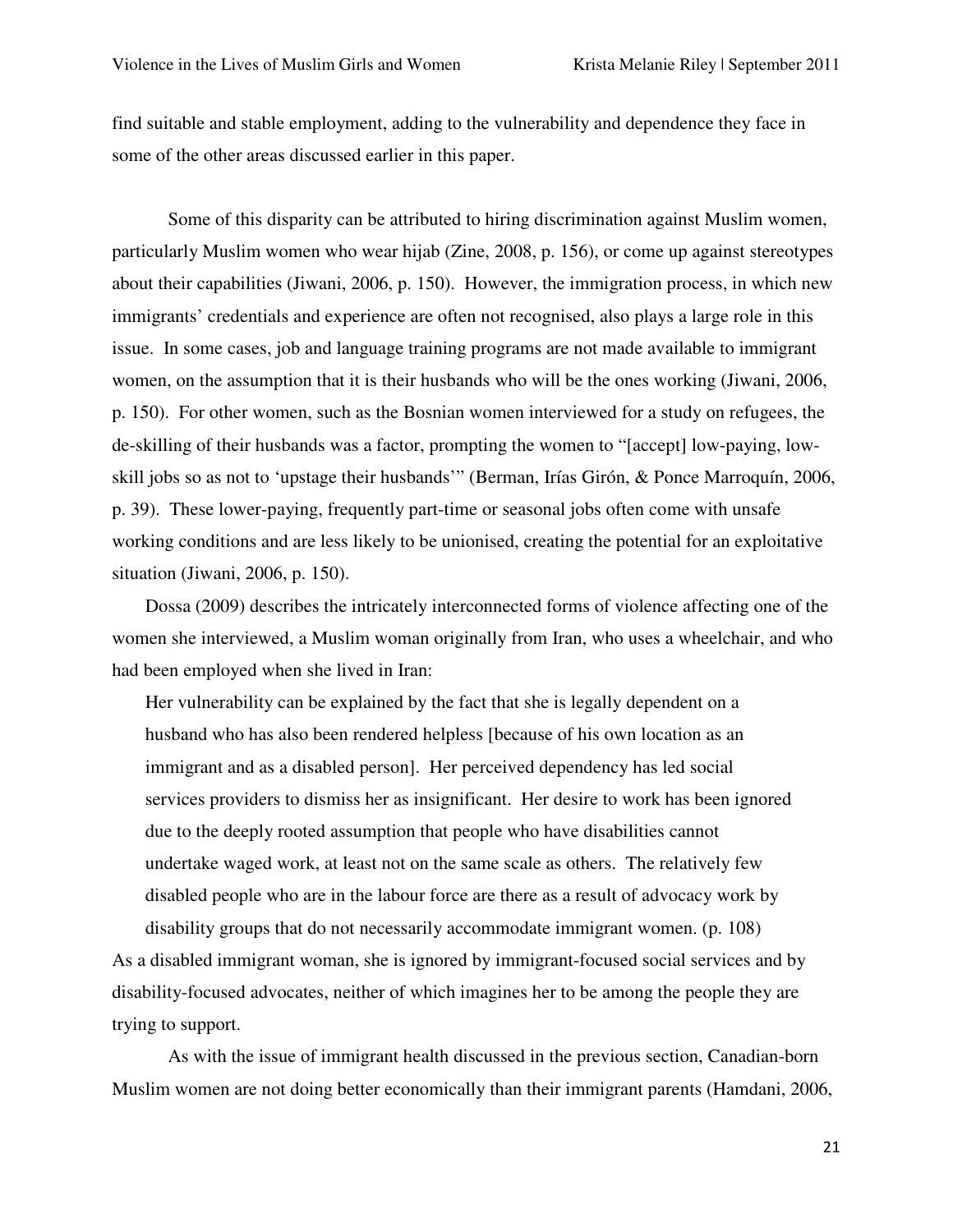find suitable and stable employment, adding to the vulnerability and dependence they face in some of the other areas discussed earlier in this paper.

Some of this disparity can be attributed to hiring discrimination against Muslim women, particularly Muslim women who wear hijab (Zine, 2008, p. 156), or come up against stereotypes about their capabilities (Jiwani, 2006, p. 150). However, the immigration process, in which new immigrants' credentials and experience are often not recognised, also plays a large role in this issue. In some cases, job and language training programs are not made available to immigrant women, on the assumption that it is their husbands who will be the ones working (Jiwani, 2006, p. 150). For other women, such as the Bosnian women interviewed for a study on refugees, the de-skilling of their husbands was a factor, prompting the women to "[accept] low-paying, low-skill jobs so as not to 'upstage their husbands'" (Berman, Irías Girón, & Ponce Marroquín, 2006, p. 39). These lower-paying, frequently part-time or seasonal jobs often come with unsafe working conditions and are less likely to be unionised, creating the potential for an exploitative situation (Jiwani, 2006, p. 150).

Dossa (2009) describes the intricately interconnected forms of violence affecting one of the women she interviewed, a Muslim woman originally from Iran, who uses a wheelchair, and who had been employed when she lived in Iran:

> Her vulnerability can be explained by the fact that she is legally dependent on a husband who has also been rendered helpless [because of his own location as an immigrant and as a disabled person]. Her perceived dependency has led social services providers to dismiss her as insignificant. Her desire to work has been ignored due to the deeply rooted assumption that people who have disabilities cannot undertake waged work, at least not on the same scale as others. The relatively few disabled people who are in the labour force are there as a result of advocacy work by disability groups that do not necessarily accommodate immigrant women. (p. 108)

As a disabled immigrant woman, she is ignored by immigrant-focused social services and by disability-focused advocates, neither of which imagines her to be among the people they are trying to support.

As with the issue of immigrant health discussed in the previous section, Canadian-born Muslim women are not doing better economically than their immigrant parents (Hamdani, 2006,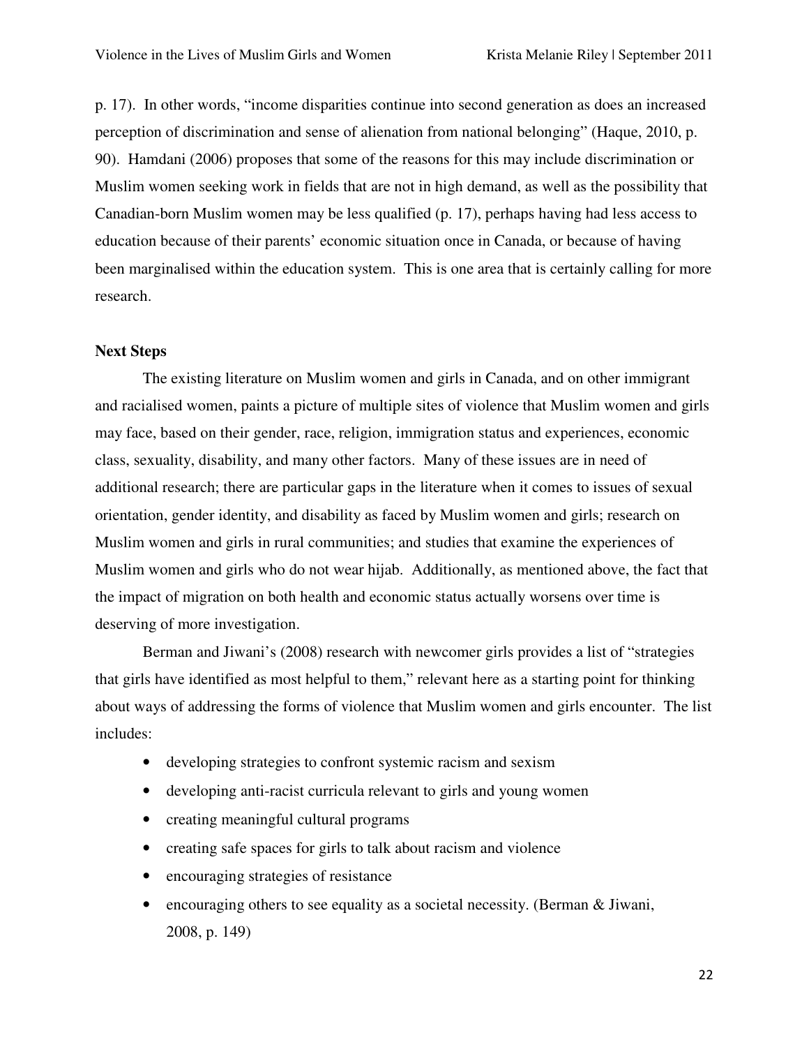p. 17). In other words, "income disparities continue into second generation as does an increased perception of discrimination and sense of alienation from national belonging" (Haque, 2010, p. 90). Hamdani (2006) proposes that some of the reasons for this may include discrimination or Muslim women seeking work in fields that are not in high demand, as well as the possibility that Canadian-born Muslim women may be less qualified (p. 17), perhaps having had less access to education because of their parents' economic situation once in Canada, or because of having been marginalised within the education system. This is one area that is certainly calling for more research.

## Next Steps

The existing literature on Muslim women and girls in Canada, and on other immigrant and racialised women, paints a picture of multiple sites of violence that Muslim women and girls may face, based on their gender, race, religion, immigration status and experiences, economic class, sexuality, disability, and many other factors. Many of these issues are in need of additional research; there are particular gaps in the literature when it comes to issues of sexual orientation, gender identity, and disability as faced by Muslim women and girls; research on Muslim women and girls in rural communities; and studies that examine the experiences of Muslim women and girls who do not wear hijab. Additionally, as mentioned above, the fact that the impact of migration on both health and economic status actually worsens over time is deserving of more investigation.

Berman and Jiwani's (2008) research with newcomer girls provides a list of "strategies that girls have identified as most helpful to them," relevant here as a starting point for thinking about ways of addressing the forms of violence that Muslim women and girls encounter. The list includes:

- developing strategies to confront systemic racism and sexism
- developing anti-racist curricula relevant to girls and young women
- creating meaningful cultural programs
- creating safe spaces for girls to talk about racism and violence
- encouraging strategies of resistance
- encouraging others to see equality as a societal necessity. (Berman & Jiwani, 2008, p. 149)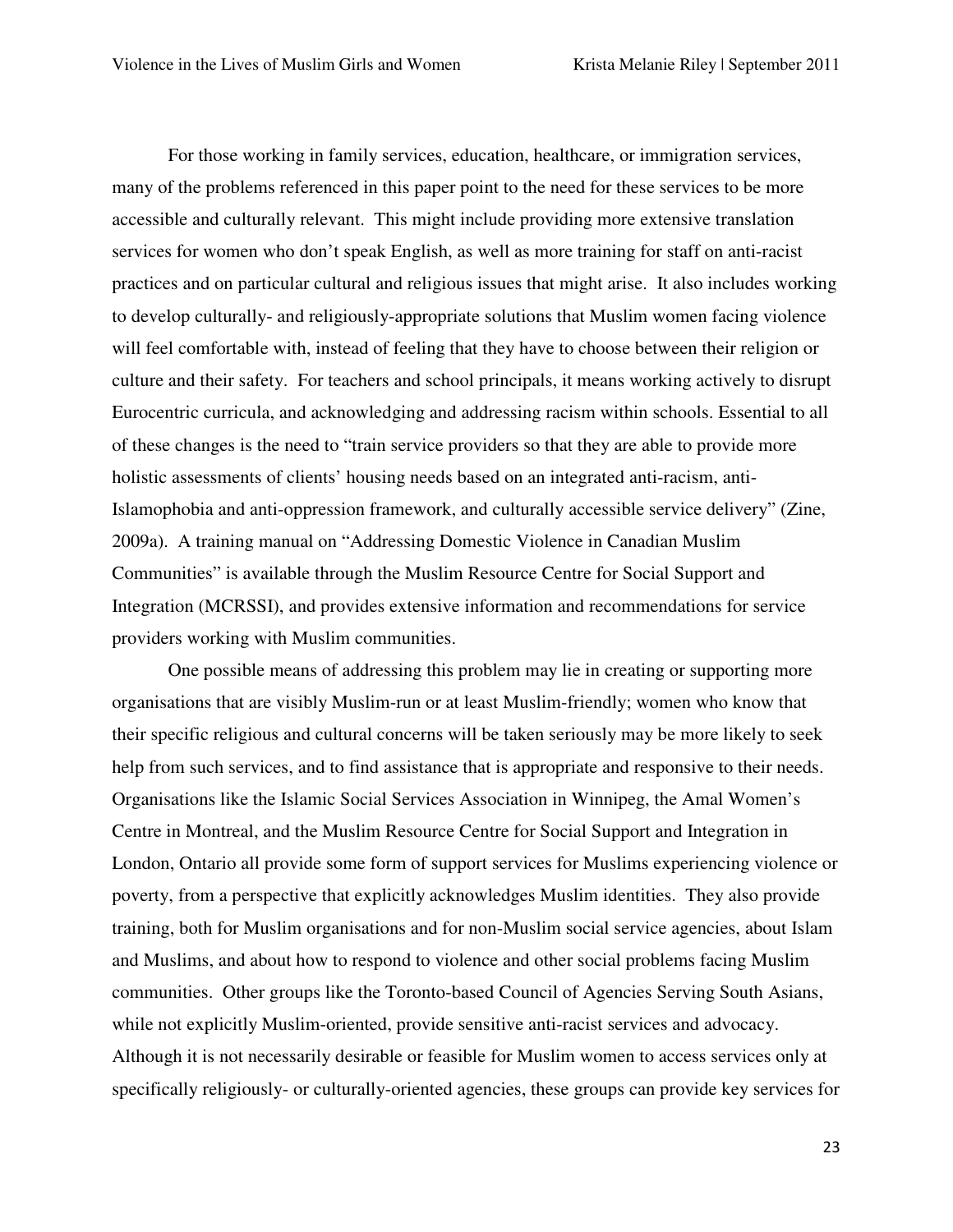For those working in family services, education, healthcare, or immigration services, many of the problems referenced in this paper point to the need for these services to be more accessible and culturally relevant. This might include providing more extensive translation services for women who don't speak English, as well as more training for staff on anti-racist practices and on particular cultural and religious issues that might arise. It also includes working to develop culturally- and religiously-appropriate solutions that Muslim women facing violence will feel comfortable with, instead of feeling that they have to choose between their religion or culture and their safety. For teachers and school principals, it means working actively to disrupt Eurocentric curricula, and acknowledging and addressing racism within schools. Essential to all of these changes is the need to "train service providers so that they are able to provide more holistic assessments of clients' housing needs based on an integrated anti-racism, anti-Islamophobia and anti-oppression framework, and culturally accessible service delivery" (Zine, 2009a). A training manual on "Addressing Domestic Violence in Canadian Muslim Communities" is available through the Muslim Resource Centre for Social Support and Integration (MCRSSI), and provides extensive information and recommendations for service providers working with Muslim communities.

One possible means of addressing this problem may lie in creating or supporting more organisations that are visibly Muslim-run or at least Muslim-friendly; women who know that their specific religious and cultural concerns will be taken seriously may be more likely to seek help from such services, and to find assistance that is appropriate and responsive to their needs. Organisations like the Islamic Social Services Association in Winnipeg, the Amal Women's Centre in Montreal, and the Muslim Resource Centre for Social Support and Integration in London, Ontario all provide some form of support services for Muslims experiencing violence or poverty, from a perspective that explicitly acknowledges Muslim identities. They also provide training, both for Muslim organisations and for non-Muslim social service agencies, about Islam and Muslims, and about how to respond to violence and other social problems facing Muslim communities. Other groups like the Toronto-based Council of Agencies Serving South Asians, while not explicitly Muslim-oriented, provide sensitive anti-racist services and advocacy. Although it is not necessarily desirable or feasible for Muslim women to access services only at specifically religiously- or culturally-oriented agencies, these groups can provide key services for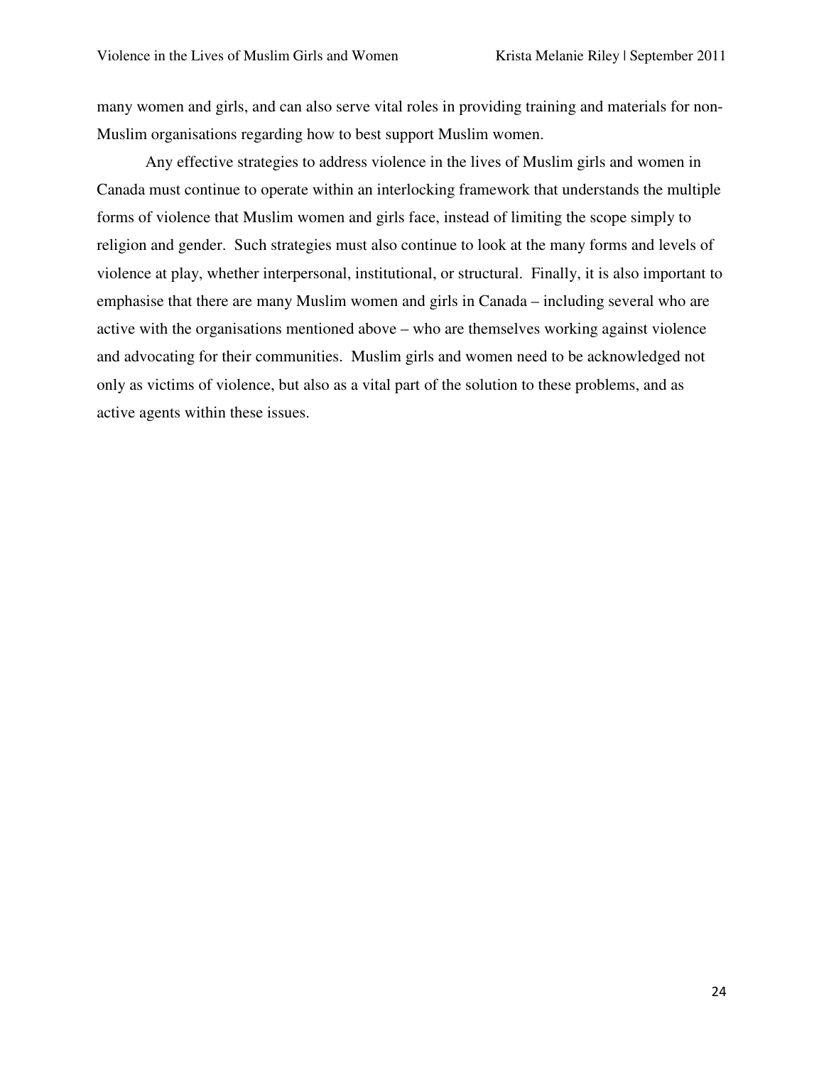many women and girls, and can also serve vital roles in providing training and materials for non-Muslim organisations regarding how to best support Muslim women.

Any effective strategies to address violence in the lives of Muslim girls and women in Canada must continue to operate within an interlocking framework that understands the multiple forms of violence that Muslim women and girls face, instead of limiting the scope simply to religion and gender. Such strategies must also continue to look at the many forms and levels of violence at play, whether interpersonal, institutional, or structural. Finally, it is also important to emphasise that there are many Muslim women and girls in Canada – including several who are active with the organisations mentioned above – who are themselves working against violence and advocating for their communities. Muslim girls and women need to be acknowledged not only as victims of violence, but also as a vital part of the solution to these problems, and as active agents within these issues.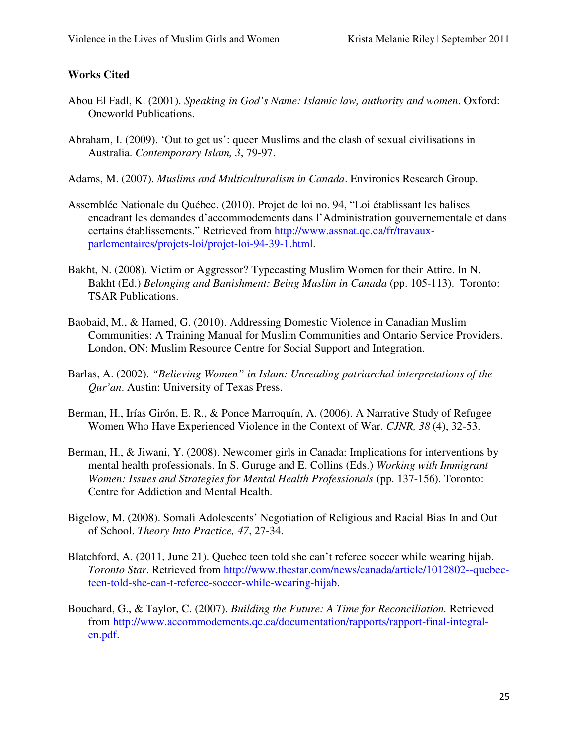**Works Cited**

Abou El Fadl, K. (2001). *Speaking in God's Name: Islamic law, authority and women*. Oxford: Oneworld Publications.

Abraham, I. (2009). 'Out to get us': queer Muslims and the clash of sexual civilisations in Australia. *Contemporary Islam, 3*, 79-97.

Adams, M. (2007). *Muslims and Multiculturalism in Canada*. Environics Research Group.

Assemblée Nationale du Québec. (2010). Projet de loi no. 94, "Loi établissant les balises encadrant les demandes d'accommodements dans l'Administration gouvernementale et dans certains établissements." Retrieved from [http://www.assnat.qc.ca/fr/travaux-parlementaires/projets-loi/projet-loi-94-39-1.html](http://www.assnat.qc.ca/fr/travaux-parlementaires/projets-loi/projet-loi-94-39-1.html).

Bakht, N. (2008). Victim or Aggressor? Typecasting Muslim Women for their Attire. In N. Bakht (Ed.) *Belonging and Banishment: Being Muslim in Canada* (pp. 105-113). Toronto: TSAR Publications.

Baobaid, M., & Hamed, G. (2010). Addressing Domestic Violence in Canadian Muslim Communities: A Training Manual for Muslim Communities and Ontario Service Providers. London, ON: Muslim Resource Centre for Social Support and Integration.

Barlas, A. (2002). *"Believing Women" in Islam: Unreading patriarchal interpretations of the Qur'an*. Austin: University of Texas Press.

Berman, H., Irías Girón, E. R., & Ponce Marroquín, A. (2006). A Narrative Study of Refugee Women Who Have Experienced Violence in the Context of War. *CJNR, 38* (4), 32-53.

Berman, H., & Jiwani, Y. (2008). Newcomer girls in Canada: Implications for interventions by mental health professionals. In S. Guruge and E. Collins (Eds.) *Working with Immigrant Women: Issues and Strategies for Mental Health Professionals* (pp. 137-156). Toronto: Centre for Addiction and Mental Health.

Bigelow, M. (2008). Somali Adolescents' Negotiation of Religious and Racial Bias In and Out of School. *Theory Into Practice, 47*, 27-34.

Blatchford, A. (2011, June 21). Quebec teen told she can't referee soccer while wearing hijab. *Toronto Star*. Retrieved from [http://www.thestar.com/news/canada/article/1012802--quebec-teen-told-she-can-t-referee-soccer-while-wearing-hijab](http://www.thestar.com/news/canada/article/1012802--quebec-teen-told-she-can-t-referee-soccer-while-wearing-hijab).

Bouchard, G., & Taylor, C. (2007). *Building the Future: A Time for Reconciliation.* Retrieved from [http://www.accommodements.qc.ca/documentation/rapports/rapport-final-integral-en.pdf](http://www.accommodements.qc.ca/documentation/rapports/rapport-final-integral-en.pdf).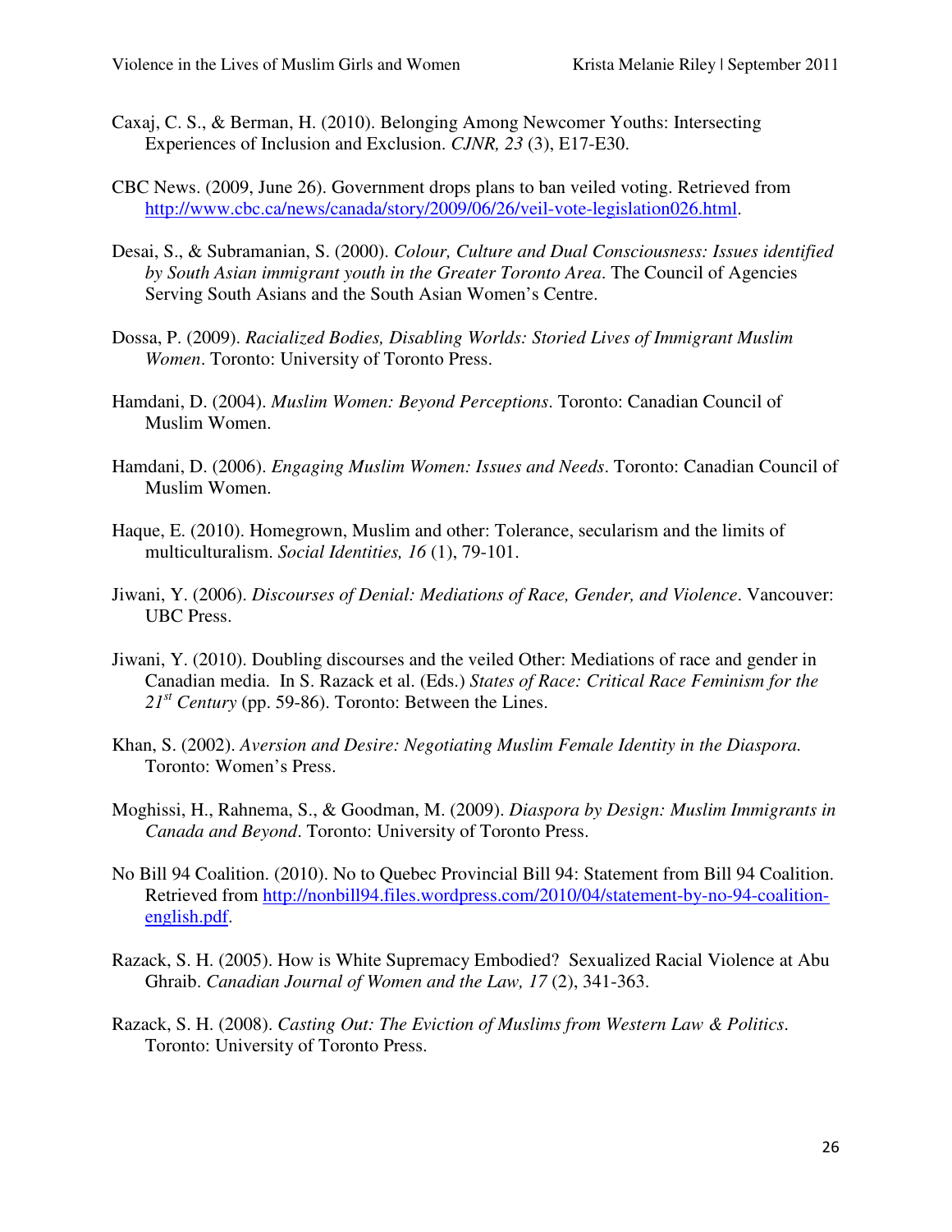Caxaj, C. S., & Berman, H. (2010). Belonging Among Newcomer Youths: Intersecting Experiences of Inclusion and Exclusion. *CJNR, 23* (3), E17-E30.

CBC News. (2009, June 26). Government drops plans to ban veiled voting. Retrieved from [http://www.cbc.ca/news/canada/story/2009/06/26/veil-vote-legislation026.html](http://www.cbc.ca/news/canada/story/2009/06/26/veil-vote-legislation026.html).

Desai, S., & Subramanian, S. (2000). *Colour, Culture and Dual Consciousness: Issues identified by South Asian immigrant youth in the Greater Toronto Area*. The Council of Agencies Serving South Asians and the South Asian Women's Centre.

Dossa, P. (2009). *Racialized Bodies, Disabling Worlds: Storied Lives of Immigrant Muslim Women*. Toronto: University of Toronto Press.

Hamdani, D. (2004). *Muslim Women: Beyond Perceptions*. Toronto: Canadian Council of Muslim Women.

Hamdani, D. (2006). *Engaging Muslim Women: Issues and Needs*. Toronto: Canadian Council of Muslim Women.

Haque, E. (2010). Homegrown, Muslim and other: Tolerance, secularism and the limits of multiculturalism. *Social Identities, 16* (1), 79-101.

Jiwani, Y. (2006). *Discourses of Denial: Mediations of Race, Gender, and Violence*. Vancouver: UBC Press.

Jiwani, Y. (2010). Doubling discourses and the veiled Other: Mediations of race and gender in Canadian media. In S. Razack et al. (Eds.) *States of Race: Critical Race Feminism for the 21st Century* (pp. 59-86). Toronto: Between the Lines.

Khan, S. (2002). *Aversion and Desire: Negotiating Muslim Female Identity in the Diaspora.* Toronto: Women's Press.

Moghissi, H., Rahnema, S., & Goodman, M. (2009). *Diaspora by Design: Muslim Immigrants in Canada and Beyond*. Toronto: University of Toronto Press.

No Bill 94 Coalition. (2010). No to Quebec Provincial Bill 94: Statement from Bill 94 Coalition. Retrieved from [http://nonbill94.files.wordpress.com/2010/04/statement-by-no-94-coalition-english.pdf](http://nonbill94.files.wordpress.com/2010/04/statement-by-no-94-coalition-english.pdf).

Razack, S. H. (2005). How is White Supremacy Embodied? Sexualized Racial Violence at Abu Ghraib. *Canadian Journal of Women and the Law, 17* (2), 341-363.

Razack, S. H. (2008). *Casting Out: The Eviction of Muslims from Western Law & Politics*. Toronto: University of Toronto Press.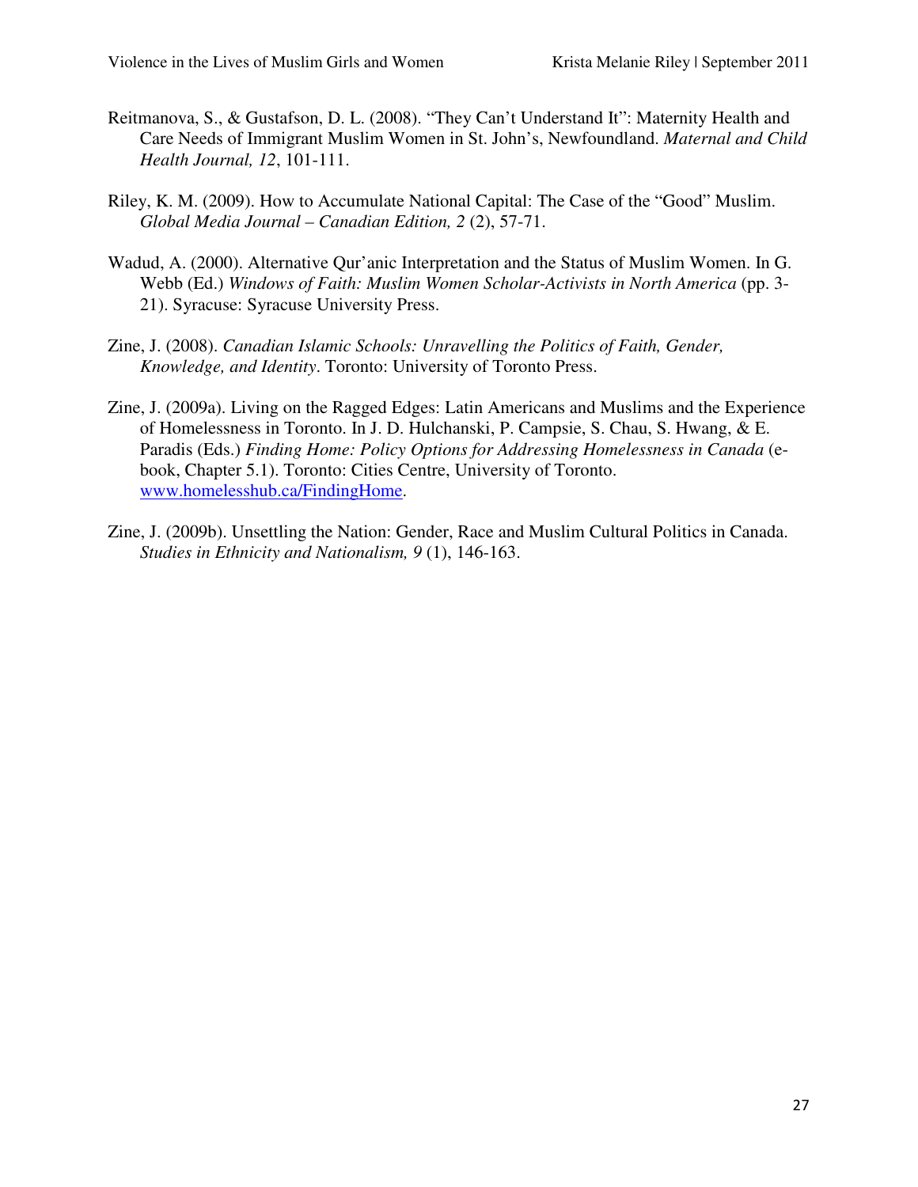Reitmanova, S., & Gustafson, D. L. (2008). "They Can't Understand It": Maternity Health and Care Needs of Immigrant Muslim Women in St. John's, Newfoundland. *Maternal and Child Health Journal, 12*, 101-111.

Riley, K. M. (2009). How to Accumulate National Capital: The Case of the "Good" Muslim. *Global Media Journal – Canadian Edition, 2* (2), 57-71.

Wadud, A. (2000). Alternative Qur'anic Interpretation and the Status of Muslim Women. In G. Webb (Ed.) *Windows of Faith: Muslim Women Scholar-Activists in North America* (pp. 3-21). Syracuse: Syracuse University Press.

Zine, J. (2008). *Canadian Islamic Schools: Unravelling the Politics of Faith, Gender, Knowledge, and Identity*. Toronto: University of Toronto Press.

Zine, J. (2009a). Living on the Ragged Edges: Latin Americans and Muslims and the Experience of Homelessness in Toronto. In J. D. Hulchanski, P. Campsie, S. Chau, S. Hwang, & E. Paradis (Eds.) *Finding Home: Policy Options for Addressing Homelessness in Canada* (e-book, Chapter 5.1). Toronto: Cities Centre, University of Toronto. www.homelesshub.ca/FindingHome.

Zine, J. (2009b). Unsettling the Nation: Gender, Race and Muslim Cultural Politics in Canada. *Studies in Ethnicity and Nationalism, 9* (1), 146-163.